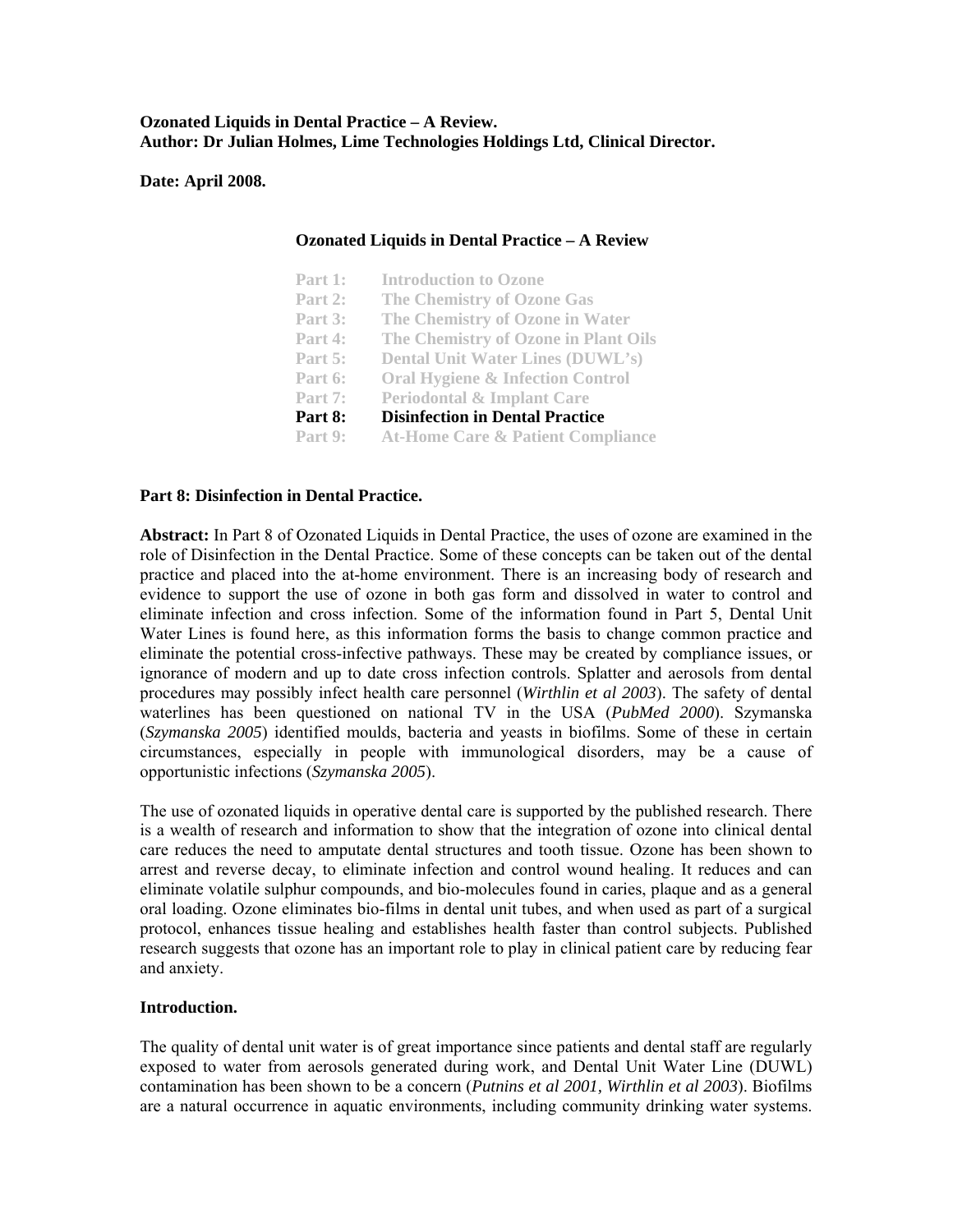**Ozonated Liquids in Dental Practice – A Review.**
**Author: Dr Julian Holmes, Lime Technologies Holdings Ltd, Clinical Director.**

**Date: April 2008.**

## Ozonated Liquids in Dental Practice – A Review

| | |
|---|---|
| Part 1: | Introduction to Ozone |
| Part 2: | The Chemistry of Ozone Gas |
| Part 3: | The Chemistry of Ozone in Water |
| Part 4: | The Chemistry of Ozone in Plant Oils |
| Part 5: | Dental Unit Water Lines (DUWL's) |
| Part 6: | Oral Hygiene & Infection Control |
| Part 7: | Periodontal & Implant Care |
| **Part 8:** | **Disinfection in Dental Practice** |
| Part 9: | At-Home Care & Patient Compliance |

### Part 8: Disinfection in Dental Practice.

**Abstract:** In Part 8 of Ozonated Liquids in Dental Practice, the uses of ozone are examined in the role of Disinfection in the Dental Practice. Some of these concepts can be taken out of the dental practice and placed into the at-home environment. There is an increasing body of research and evidence to support the use of ozone in both gas form and dissolved in water to control and eliminate infection and cross infection. Some of the information found in Part 5, Dental Unit Water Lines is found here, as this information forms the basis to change common practice and eliminate the potential cross-infective pathways. These may be created by compliance issues, or ignorance of modern and up to date cross infection controls. Splatter and aerosols from dental procedures may possibly infect health care personnel (*Wirthlin et al 2003*). The safety of dental waterlines has been questioned on national TV in the USA (*PubMed 2000*). Szymanska (*Szymanska 2005*) identified moulds, bacteria and yeasts in biofilms. Some of these in certain circumstances, especially in people with immunological disorders, may be a cause of opportunistic infections (*Szymanska 2005*).

The use of ozonated liquids in operative dental care is supported by the published research. There is a wealth of research and information to show that the integration of ozone into clinical dental care reduces the need to amputate dental structures and tooth tissue. Ozone has been shown to arrest and reverse decay, to eliminate infection and control wound healing. It reduces and can eliminate volatile sulphur compounds, and bio-molecules found in caries, plaque and as a general oral loading. Ozone eliminates bio-films in dental unit tubes, and when used as part of a surgical protocol, enhances tissue healing and establishes health faster than control subjects. Published research suggests that ozone has an important role to play in clinical patient care by reducing fear and anxiety.

### Introduction.

The quality of dental unit water is of great importance since patients and dental staff are regularly exposed to water from aerosols generated during work, and Dental Unit Water Line (DUWL) contamination has been shown to be a concern (*Putnins et al 2001, Wirthlin et al 2003*). Biofilms are a natural occurrence in aquatic environments, including community drinking water systems.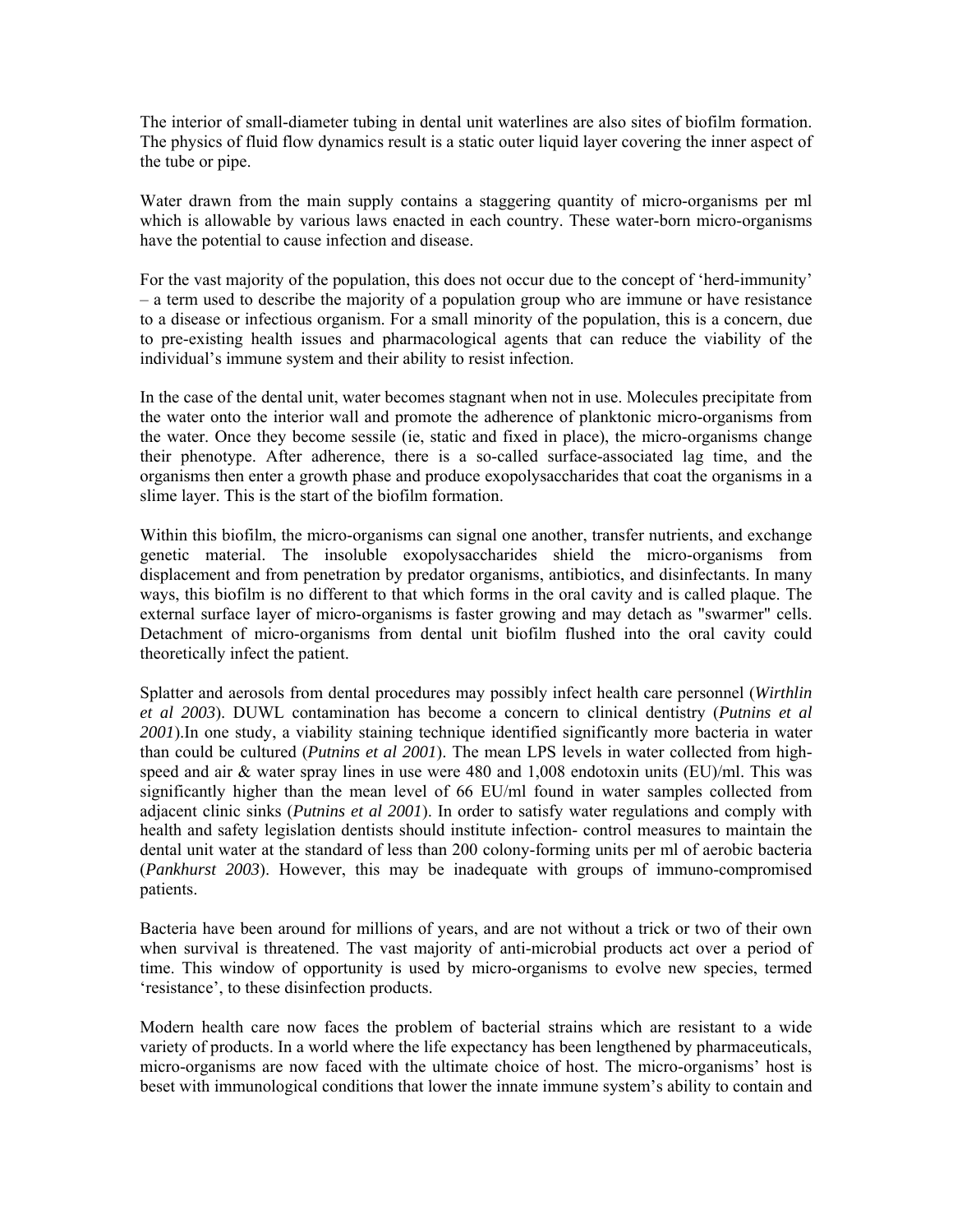The interior of small-diameter tubing in dental unit waterlines are also sites of biofilm formation. The physics of fluid flow dynamics result is a static outer liquid layer covering the inner aspect of the tube or pipe.

Water drawn from the main supply contains a staggering quantity of micro-organisms per ml which is allowable by various laws enacted in each country. These water-born micro-organisms have the potential to cause infection and disease.

For the vast majority of the population, this does not occur due to the concept of 'herd-immunity' – a term used to describe the majority of a population group who are immune or have resistance to a disease or infectious organism. For a small minority of the population, this is a concern, due to pre-existing health issues and pharmacological agents that can reduce the viability of the individual's immune system and their ability to resist infection.

In the case of the dental unit, water becomes stagnant when not in use. Molecules precipitate from the water onto the interior wall and promote the adherence of planktonic micro-organisms from the water. Once they become sessile (ie, static and fixed in place), the micro-organisms change their phenotype. After adherence, there is a so-called surface-associated lag time, and the organisms then enter a growth phase and produce exopolysaccharides that coat the organisms in a slime layer. This is the start of the biofilm formation.

Within this biofilm, the micro-organisms can signal one another, transfer nutrients, and exchange genetic material. The insoluble exopolysaccharides shield the micro-organisms from displacement and from penetration by predator organisms, antibiotics, and disinfectants. In many ways, this biofilm is no different to that which forms in the oral cavity and is called plaque. The external surface layer of micro-organisms is faster growing and may detach as "swarmer" cells. Detachment of micro-organisms from dental unit biofilm flushed into the oral cavity could theoretically infect the patient.

Splatter and aerosols from dental procedures may possibly infect health care personnel (*Wirthlin et al 2003*). DUWL contamination has become a concern to clinical dentistry (*Putnins et al 2001*).In one study, a viability staining technique identified significantly more bacteria in water than could be cultured (*Putnins et al 2001*). The mean LPS levels in water collected from high-speed and air & water spray lines in use were 480 and 1,008 endotoxin units (EU)/ml. This was significantly higher than the mean level of 66 EU/ml found in water samples collected from adjacent clinic sinks (*Putnins et al 2001*). In order to satisfy water regulations and comply with health and safety legislation dentists should institute infection- control measures to maintain the dental unit water at the standard of less than 200 colony-forming units per ml of aerobic bacteria (*Pankhurst 2003*). However, this may be inadequate with groups of immuno-compromised patients.

Bacteria have been around for millions of years, and are not without a trick or two of their own when survival is threatened. The vast majority of anti-microbial products act over a period of time. This window of opportunity is used by micro-organisms to evolve new species, termed 'resistance', to these disinfection products.

Modern health care now faces the problem of bacterial strains which are resistant to a wide variety of products. In a world where the life expectancy has been lengthened by pharmaceuticals, micro-organisms are now faced with the ultimate choice of host. The micro-organisms' host is beset with immunological conditions that lower the innate immune system's ability to contain and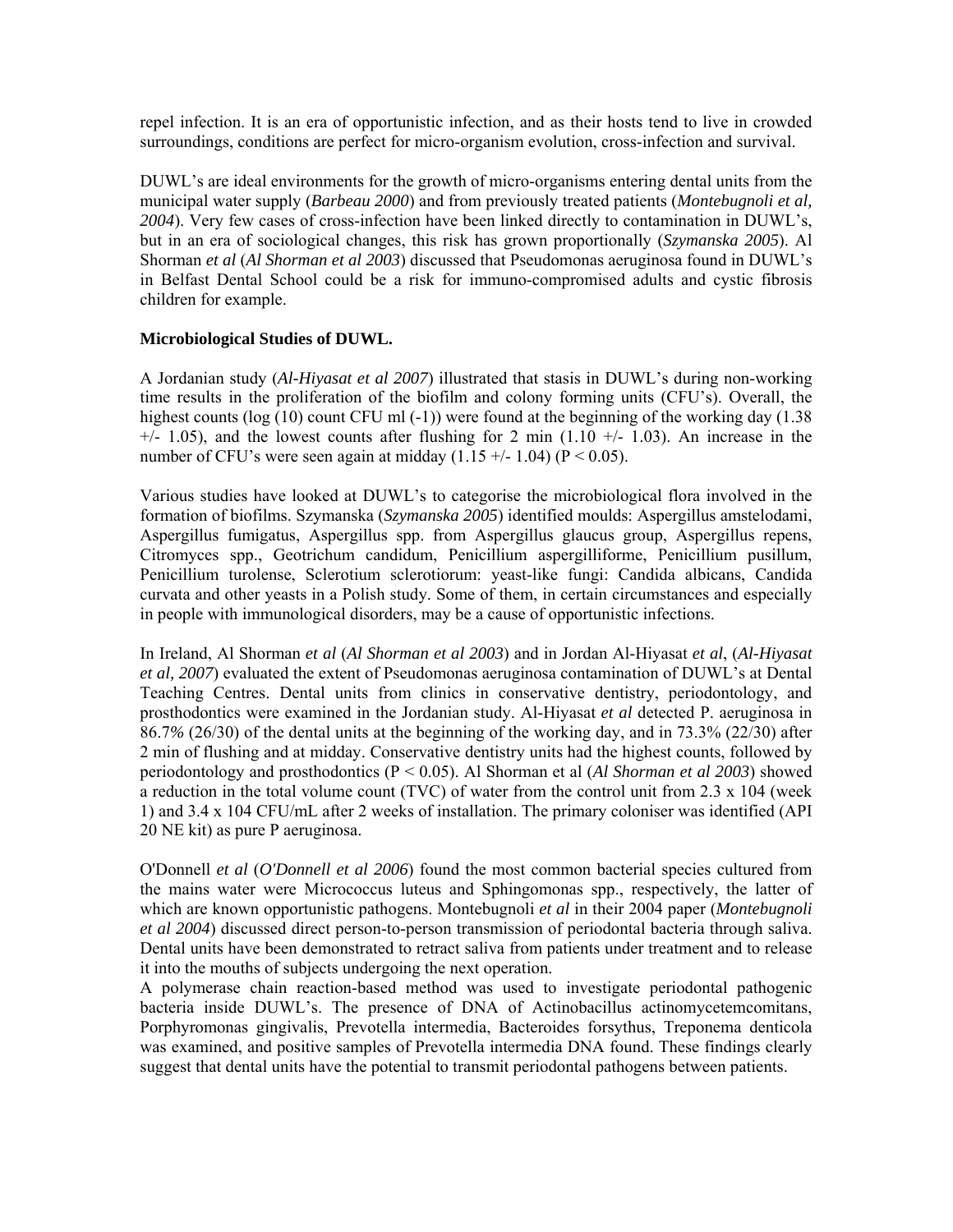repel infection. It is an era of opportunistic infection, and as their hosts tend to live in crowded surroundings, conditions are perfect for micro-organism evolution, cross-infection and survival.

DUWL's are ideal environments for the growth of micro-organisms entering dental units from the municipal water supply (*Barbeau 2000*) and from previously treated patients (*Montebugnoli et al, 2004*). Very few cases of cross-infection have been linked directly to contamination in DUWL's, but in an era of sociological changes, this risk has grown proportionally (*Szymanska 2005*). Al Shorman *et al* (*Al Shorman et al 2003*) discussed that Pseudomonas aeruginosa found in DUWL's in Belfast Dental School could be a risk for immuno-compromised adults and cystic fibrosis children for example.

**Microbiological Studies of DUWL.**

A Jordanian study (*Al-Hiyasat et al 2007*) illustrated that stasis in DUWL's during non-working time results in the proliferation of the biofilm and colony forming units (CFU's). Overall, the highest counts (log (10) count CFU ml (-1)) were found at the beginning of the working day (1.38 +/- 1.05), and the lowest counts after flushing for 2 min (1.10 +/- 1.03). An increase in the number of CFU's were seen again at midday (1.15 +/- 1.04) ($P < 0.05$).

Various studies have looked at DUWL's to categorise the microbiological flora involved in the formation of biofilms. Szymanska (*Szymanska 2005*) identified moulds: Aspergillus amstelodami, Aspergillus fumigatus, Aspergillus spp. from Aspergillus glaucus group, Aspergillus repens, Citromyces spp., Geotrichum candidum, Penicillium aspergilliforme, Penicillium pusillum, Penicillium turolense, Sclerotium sclerotiorum: yeast-like fungi: Candida albicans, Candida curvata and other yeasts in a Polish study. Some of them, in certain circumstances and especially in people with immunological disorders, may be a cause of opportunistic infections.

In Ireland, Al Shorman *et al* (*Al Shorman et al 2003*) and in Jordan Al-Hiyasat *et al*, (*Al-Hiyasat et al, 2007*) evaluated the extent of Pseudomonas aeruginosa contamination of DUWL's at Dental Teaching Centres. Dental units from clinics in conservative dentistry, periodontology, and prosthodontics were examined in the Jordanian study. Al-Hiyasat *et al* detected P. aeruginosa in 86.7% (26/30) of the dental units at the beginning of the working day, and in 73.3% (22/30) after 2 min of flushing and at midday. Conservative dentistry units had the highest counts, followed by periodontology and prosthodontics ($P < 0.05$). Al Shorman et al (*Al Shorman et al 2003*) showed a reduction in the total volume count (TVC) of water from the control unit from 2.3 x 104 (week 1) and 3.4 x 104 CFU/mL after 2 weeks of installation. The primary coloniser was identified (API 20 NE kit) as pure P aeruginosa.

O'Donnell *et al* (*O'Donnell et al 2006*) found the most common bacterial species cultured from the mains water were Micrococcus luteus and Sphingomonas spp., respectively, the latter of which are known opportunistic pathogens. Montebugnoli *et al* in their 2004 paper (*Montebugnoli et al 2004*) discussed direct person-to-person transmission of periodontal bacteria through saliva. Dental units have been demonstrated to retract saliva from patients under treatment and to release it into the mouths of subjects undergoing the next operation.
A polymerase chain reaction-based method was used to investigate periodontal pathogenic bacteria inside DUWL's. The presence of DNA of Actinobacillus actinomycetemcomitans, Porphyromonas gingivalis, Prevotella intermedia, Bacteroides forsythus, Treponema denticola was examined, and positive samples of Prevotella intermedia DNA found. These findings clearly suggest that dental units have the potential to transmit periodontal pathogens between patients.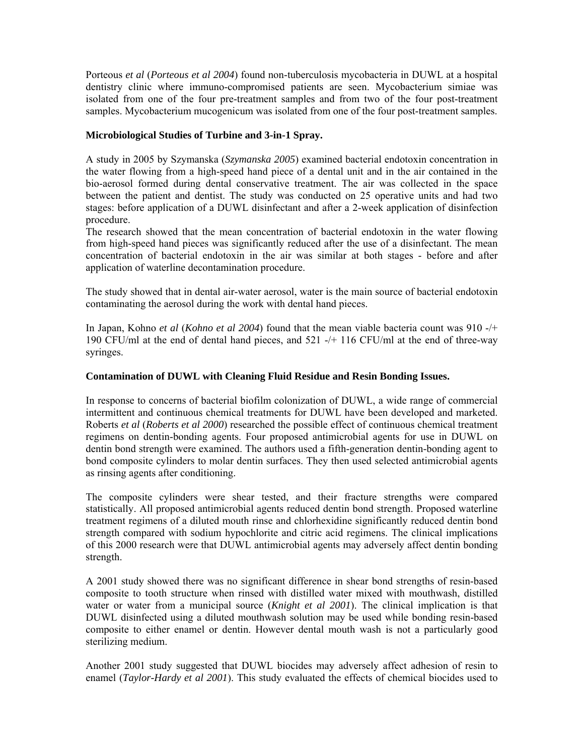Porteous *et al* (*Porteous et al 2004*) found non-tuberculosis mycobacteria in DUWL at a hospital dentistry clinic where immuno-compromised patients are seen. Mycobacterium simiae was isolated from one of the four pre-treatment samples and from two of the four post-treatment samples. Mycobacterium mucogenicum was isolated from one of the four post-treatment samples.

**Microbiological Studies of Turbine and 3-in-1 Spray.**

A study in 2005 by Szymanska (*Szymanska 2005*) examined bacterial endotoxin concentration in the water flowing from a high-speed hand piece of a dental unit and in the air contained in the bio-aerosol formed during dental conservative treatment. The air was collected in the space between the patient and dentist. The study was conducted on 25 operative units and had two stages: before application of a DUWL disinfectant and after a 2-week application of disinfection procedure.
The research showed that the mean concentration of bacterial endotoxin in the water flowing from high-speed hand pieces was significantly reduced after the use of a disinfectant. The mean concentration of bacterial endotoxin in the air was similar at both stages - before and after application of waterline decontamination procedure.

The study showed that in dental air-water aerosol, water is the main source of bacterial endotoxin contaminating the aerosol during the work with dental hand pieces.

In Japan, Kohno *et al* (*Kohno et al 2004*) found that the mean viable bacteria count was 910 -/+ 190 CFU/ml at the end of dental hand pieces, and 521 -/+ 116 CFU/ml at the end of three-way syringes.

**Contamination of DUWL with Cleaning Fluid Residue and Resin Bonding Issues.**

In response to concerns of bacterial biofilm colonization of DUWL, a wide range of commercial intermittent and continuous chemical treatments for DUWL have been developed and marketed. Roberts *et al* (*Roberts et al 2000*) researched the possible effect of continuous chemical treatment regimens on dentin-bonding agents. Four proposed antimicrobial agents for use in DUWL on dentin bond strength were examined. The authors used a fifth-generation dentin-bonding agent to bond composite cylinders to molar dentin surfaces. They then used selected antimicrobial agents as rinsing agents after conditioning.

The composite cylinders were shear tested, and their fracture strengths were compared statistically. All proposed antimicrobial agents reduced dentin bond strength. Proposed waterline treatment regimens of a diluted mouth rinse and chlorhexidine significantly reduced dentin bond strength compared with sodium hypochlorite and citric acid regimens. The clinical implications of this 2000 research were that DUWL antimicrobial agents may adversely affect dentin bonding strength.

A 2001 study showed there was no significant difference in shear bond strengths of resin-based composite to tooth structure when rinsed with distilled water mixed with mouthwash, distilled water or water from a municipal source (*Knight et al 2001*). The clinical implication is that DUWL disinfected using a diluted mouthwash solution may be used while bonding resin-based composite to either enamel or dentin. However dental mouth wash is not a particularly good sterilizing medium.

Another 2001 study suggested that DUWL biocides may adversely affect adhesion of resin to enamel (*Taylor-Hardy et al 2001*). This study evaluated the effects of chemical biocides used to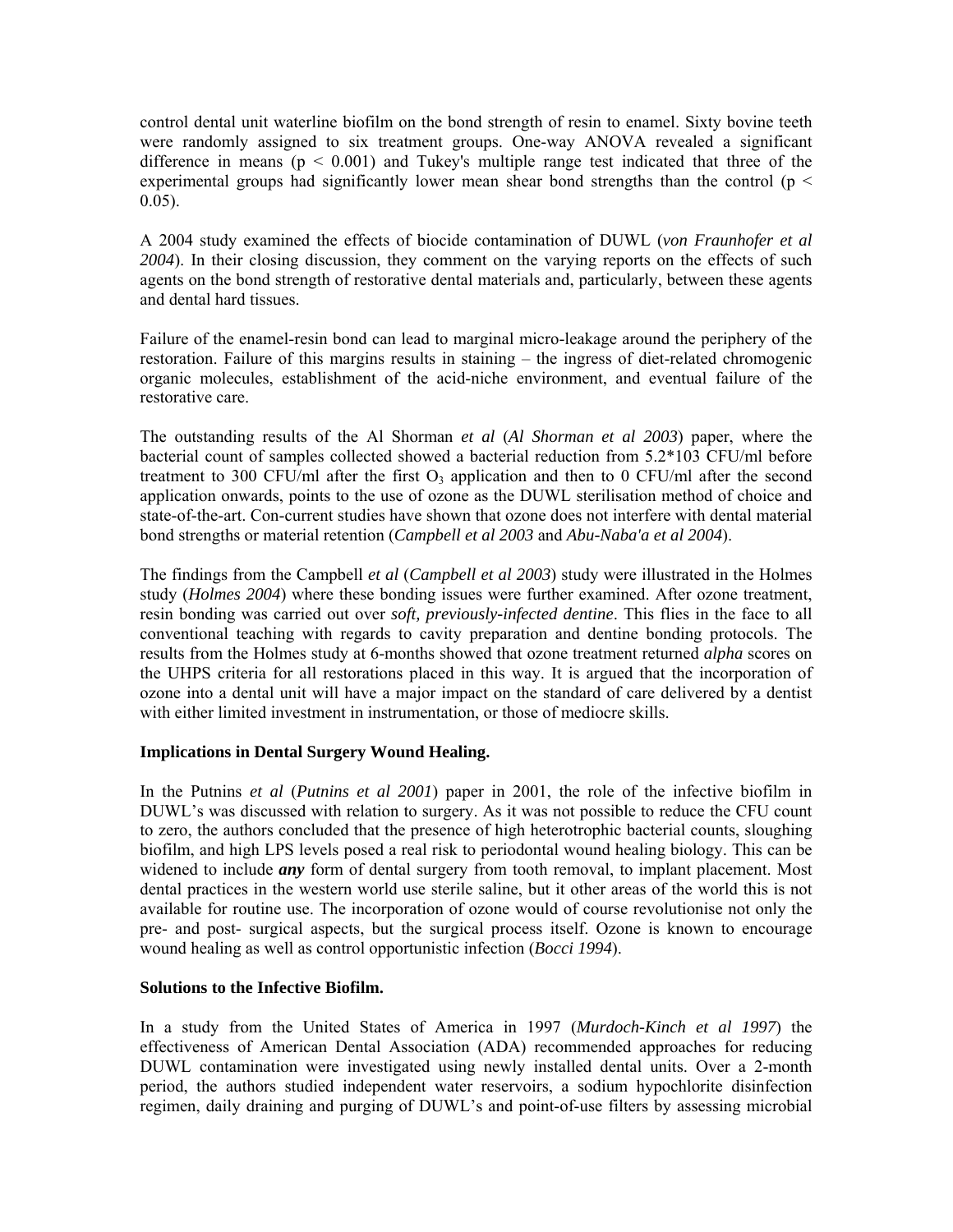control dental unit waterline biofilm on the bond strength of resin to enamel. Sixty bovine teeth were randomly assigned to six treatment groups. One-way ANOVA revealed a significant difference in means ($p < 0.001$) and Tukey's multiple range test indicated that three of the experimental groups had significantly lower mean shear bond strengths than the control ($p < 0.05$).

A 2004 study examined the effects of biocide contamination of DUWL (*von Fraunhofer et al 2004*). In their closing discussion, they comment on the varying reports on the effects of such agents on the bond strength of restorative dental materials and, particularly, between these agents and dental hard tissues.

Failure of the enamel-resin bond can lead to marginal micro-leakage around the periphery of the restoration. Failure of this margins results in staining – the ingress of diet-related chromogenic organic molecules, establishment of the acid-niche environment, and eventual failure of the restorative care.

The outstanding results of the Al Shorman *et al* (*Al Shorman et al 2003*) paper, where the bacterial count of samples collected showed a bacterial reduction from 5.2*103 CFU/ml before treatment to 300 CFU/ml after the first $O_3$ application and then to 0 CFU/ml after the second application onwards, points to the use of ozone as the DUWL sterilisation method of choice and state-of-the-art. Con-current studies have shown that ozone does not interfere with dental material bond strengths or material retention (*Campbell et al 2003* and *Abu-Naba'a et al 2004*).

The findings from the Campbell *et al* (*Campbell et al 2003*) study were illustrated in the Holmes study (*Holmes 2004*) where these bonding issues were further examined. After ozone treatment, resin bonding was carried out over ***soft, previously-infected dentine***. This flies in the face to all conventional teaching with regards to cavity preparation and dentine bonding protocols. The results from the Holmes study at 6-months showed that ozone treatment returned *alpha* scores on the UHPS criteria for all restorations placed in this way. It is argued that the incorporation of ozone into a dental unit will have a major impact on the standard of care delivered by a dentist with either limited investment in instrumentation, or those of mediocre skills.

**Implications in Dental Surgery Wound Healing.**

In the Putnins *et al* (*Putnins et al 2001*) paper in 2001, the role of the infective biofilm in DUWL's was discussed with relation to surgery. As it was not possible to reduce the CFU count to zero, the authors concluded that the presence of high heterotrophic bacterial counts, sloughing biofilm, and high LPS levels posed a real risk to periodontal wound healing biology. This can be widened to include ***any*** form of dental surgery from tooth removal, to implant placement. Most dental practices in the western world use sterile saline, but it other areas of the world this is not available for routine use. The incorporation of ozone would of course revolutionise not only the pre- and post- surgical aspects, but the surgical process itself. Ozone is known to encourage wound healing as well as control opportunistic infection (*Bocci 1994*).

**Solutions to the Infective Biofilm.**

In a study from the United States of America in 1997 (*Murdoch-Kinch et al 1997*) the effectiveness of American Dental Association (ADA) recommended approaches for reducing DUWL contamination were investigated using newly installed dental units. Over a 2-month period, the authors studied independent water reservoirs, a sodium hypochlorite disinfection regimen, daily draining and purging of DUWL's and point-of-use filters by assessing microbial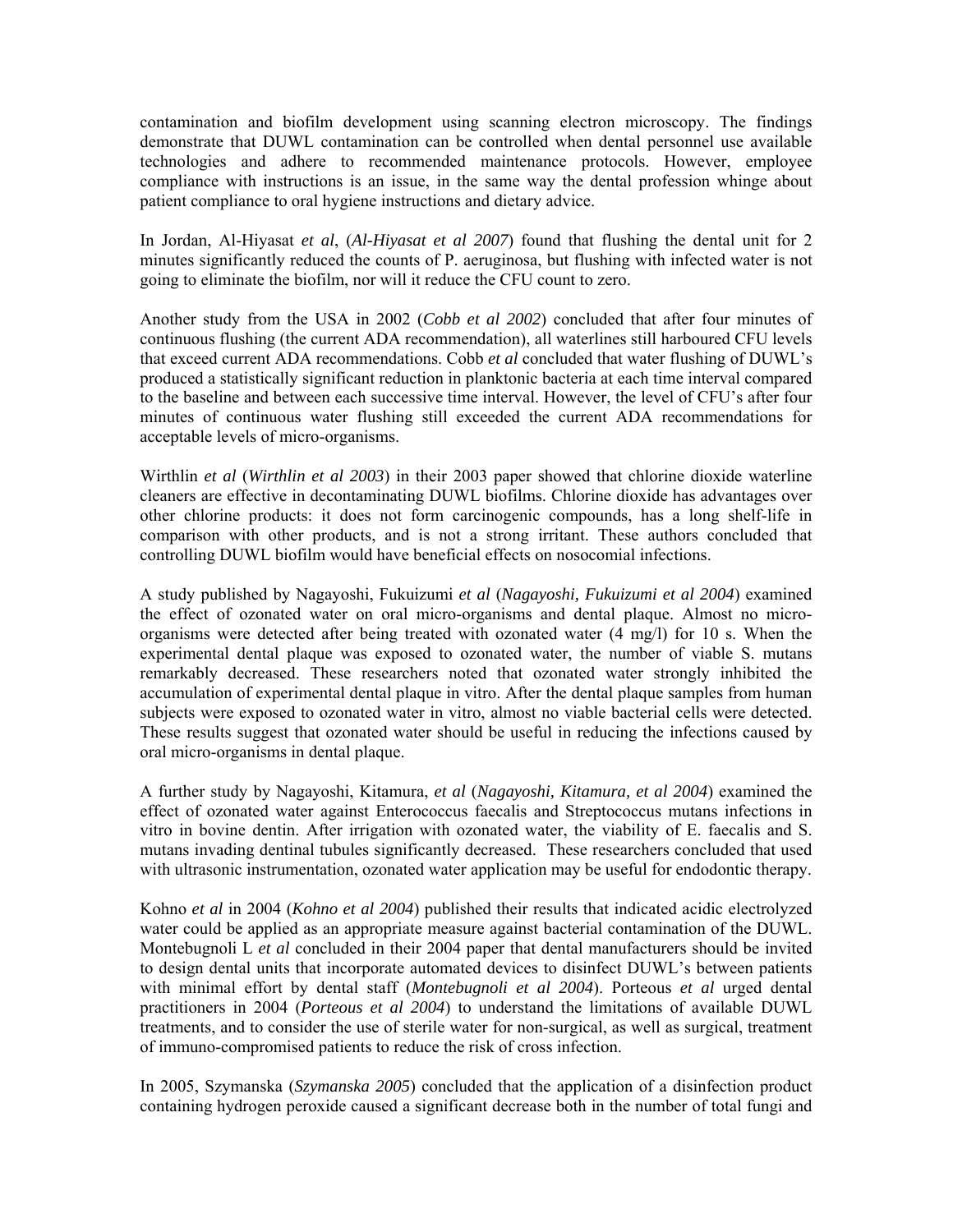contamination and biofilm development using scanning electron microscopy. The findings demonstrate that DUWL contamination can be controlled when dental personnel use available technologies and adhere to recommended maintenance protocols. However, employee compliance with instructions is an issue, in the same way the dental profession whinge about patient compliance to oral hygiene instructions and dietary advice.

In Jordan, Al-Hiyasat *et al*, (*Al-Hiyasat et al 2007*) found that flushing the dental unit for 2 minutes significantly reduced the counts of P. aeruginosa, but flushing with infected water is not going to eliminate the biofilm, nor will it reduce the CFU count to zero.

Another study from the USA in 2002 (*Cobb et al 2002*) concluded that after four minutes of continuous flushing (the current ADA recommendation), all waterlines still harboured CFU levels that exceed current ADA recommendations. Cobb *et al* concluded that water flushing of DUWL's produced a statistically significant reduction in planktonic bacteria at each time interval compared to the baseline and between each successive time interval. However, the level of CFU's after four minutes of continuous water flushing still exceeded the current ADA recommendations for acceptable levels of micro-organisms.

Wirthlin *et al* (*Wirthlin et al 2003*) in their 2003 paper showed that chlorine dioxide waterline cleaners are effective in decontaminating DUWL biofilms. Chlorine dioxide has advantages over other chlorine products: it does not form carcinogenic compounds, has a long shelf-life in comparison with other products, and is not a strong irritant. These authors concluded that controlling DUWL biofilm would have beneficial effects on nosocomial infections.

A study published by Nagayoshi, Fukuizumi *et al* (*Nagayoshi, Fukuizumi et al 2004*) examined the effect of ozonated water on oral micro-organisms and dental plaque. Almost no micro-organisms were detected after being treated with ozonated water (4 mg/l) for 10 s. When the experimental dental plaque was exposed to ozonated water, the number of viable S. mutans remarkably decreased. These researchers noted that ozonated water strongly inhibited the accumulation of experimental dental plaque in vitro. After the dental plaque samples from human subjects were exposed to ozonated water in vitro, almost no viable bacterial cells were detected. These results suggest that ozonated water should be useful in reducing the infections caused by oral micro-organisms in dental plaque.

A further study by Nagayoshi, Kitamura, *et al* (*Nagayoshi, Kitamura, et al 2004*) examined the effect of ozonated water against Enterococcus faecalis and Streptococcus mutans infections in vitro in bovine dentin. After irrigation with ozonated water, the viability of E. faecalis and S. mutans invading dentinal tubules significantly decreased. These researchers concluded that used with ultrasonic instrumentation, ozonated water application may be useful for endodontic therapy.

Kohno *et al* in 2004 (*Kohno et al 2004*) published their results that indicated acidic electrolyzed water could be applied as an appropriate measure against bacterial contamination of the DUWL. Montebugnoli L *et al* concluded in their 2004 paper that dental manufacturers should be invited to design dental units that incorporate automated devices to disinfect DUWL's between patients with minimal effort by dental staff (*Montebugnoli et al 2004*). Porteous *et al* urged dental practitioners in 2004 (*Porteous et al 2004*) to understand the limitations of available DUWL treatments, and to consider the use of sterile water for non-surgical, as well as surgical, treatment of immuno-compromised patients to reduce the risk of cross infection.

In 2005, Szymanska (*Szymanska 2005*) concluded that the application of a disinfection product containing hydrogen peroxide caused a significant decrease both in the number of total fungi and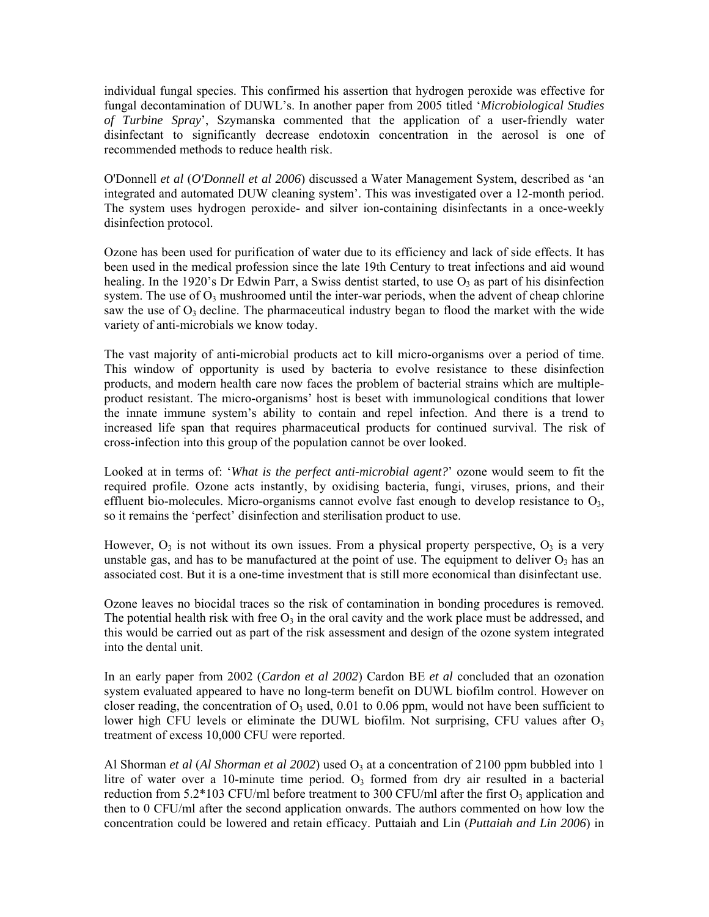individual fungal species. This confirmed his assertion that hydrogen peroxide was effective for fungal decontamination of DUWL's. In another paper from 2005 titled '*Microbiological Studies of Turbine Spray*', Szymanska commented that the application of a user-friendly water disinfectant to significantly decrease endotoxin concentration in the aerosol is one of recommended methods to reduce health risk.

O'Donnell *et al* (*O'Donnell et al 2006*) discussed a Water Management System, described as 'an integrated and automated DUW cleaning system'. This was investigated over a 12-month period. The system uses hydrogen peroxide- and silver ion-containing disinfectants in a once-weekly disinfection protocol.

Ozone has been used for purification of water due to its efficiency and lack of side effects. It has been used in the medical profession since the late 19th Century to treat infections and aid wound healing. In the 1920's Dr Edwin Parr, a Swiss dentist started, to use $O_3$ as part of his disinfection system. The use of $O_3$ mushroomed until the inter-war periods, when the advent of cheap chlorine saw the use of $O_3$ decline. The pharmaceutical industry began to flood the market with the wide variety of anti-microbials we know today.

The vast majority of anti-microbial products act to kill micro-organisms over a period of time. This window of opportunity is used by bacteria to evolve resistance to these disinfection products, and modern health care now faces the problem of bacterial strains which are multiple-product resistant. The micro-organisms' host is beset with immunological conditions that lower the innate immune system's ability to contain and repel infection. And there is a trend to increased life span that requires pharmaceutical products for continued survival. The risk of cross-infection into this group of the population cannot be over looked.

Looked at in terms of: '*What is the perfect anti-microbial agent?*' ozone would seem to fit the required profile. Ozone acts instantly, by oxidising bacteria, fungi, viruses, prions, and their effluent bio-molecules. Micro-organisms cannot evolve fast enough to develop resistance to $O_3$, so it remains the 'perfect' disinfection and sterilisation product to use.

However, $O_3$ is not without its own issues. From a physical property perspective, $O_3$ is a very unstable gas, and has to be manufactured at the point of use. The equipment to deliver $O_3$ has an associated cost. But it is a one-time investment that is still more economical than disinfectant use.

Ozone leaves no biocidal traces so the risk of contamination in bonding procedures is removed. The potential health risk with free $O_3$ in the oral cavity and the work place must be addressed, and this would be carried out as part of the risk assessment and design of the ozone system integrated into the dental unit.

In an early paper from 2002 (*Cardon et al 2002*) Cardon BE *et al* concluded that an ozonation system evaluated appeared to have no long-term benefit on DUWL biofilm control. However on closer reading, the concentration of $O_3$ used, 0.01 to 0.06 ppm, would not have been sufficient to lower high CFU levels or eliminate the DUWL biofilm. Not surprising, CFU values after $O_3$ treatment of excess 10,000 CFU were reported.

Al Shorman *et al* (*Al Shorman et al 2002*) used $O_3$ at a concentration of 2100 ppm bubbled into 1 litre of water over a 10-minute time period. $O_3$ formed from dry air resulted in a bacterial reduction from 5.2*103 CFU/ml before treatment to 300 CFU/ml after the first $O_3$ application and then to 0 CFU/ml after the second application onwards. The authors commented on how low the concentration could be lowered and retain efficacy. Puttaiah and Lin (*Puttaiah and Lin 2006*) in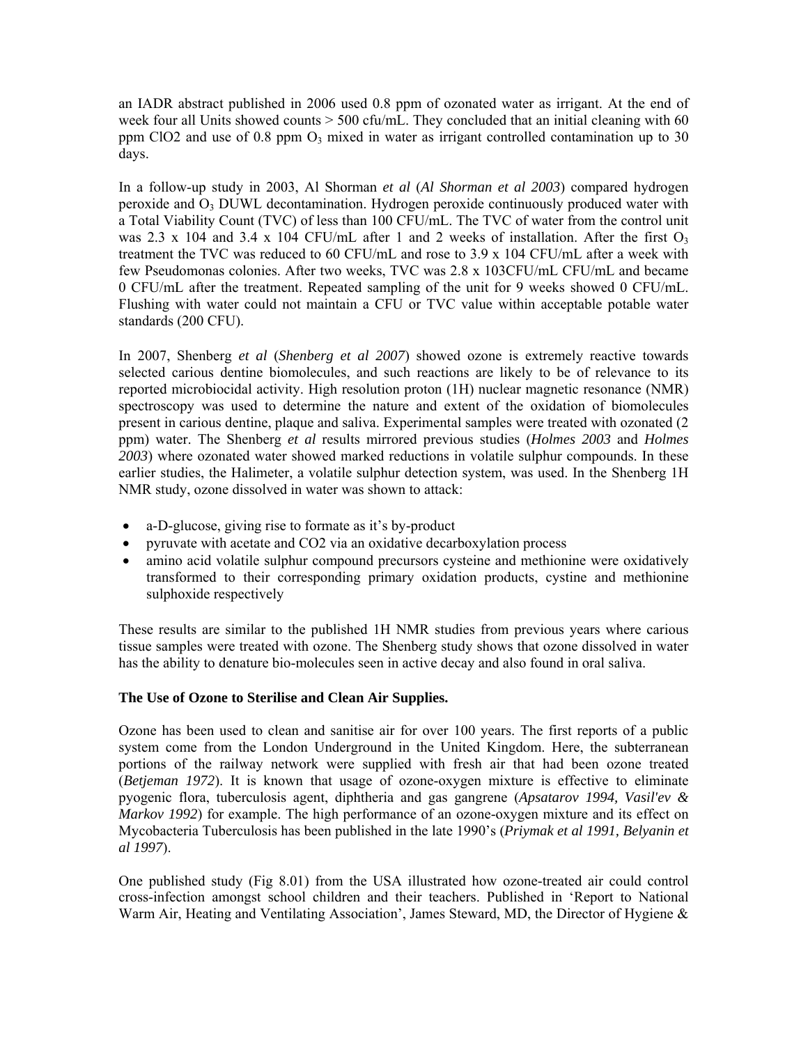an IADR abstract published in 2006 used 0.8 ppm of ozonated water as irrigant. At the end of week four all Units showed counts > 500 cfu/mL. They concluded that an initial cleaning with 60 ppm ClO2 and use of 0.8 ppm $O_3$ mixed in water as irrigant controlled contamination up to 30 days.

In a follow-up study in 2003, Al Shorman *et al* (*Al Shorman et al 2003*) compared hydrogen peroxide and $O_3$ DUWL decontamination. Hydrogen peroxide continuously produced water with a Total Viability Count (TVC) of less than 100 CFU/mL. The TVC of water from the control unit was 2.3 x 104 and 3.4 x 104 CFU/mL after 1 and 2 weeks of installation. After the first $O_3$ treatment the TVC was reduced to 60 CFU/mL and rose to 3.9 x 104 CFU/mL after a week with few Pseudomonas colonies. After two weeks, TVC was 2.8 x 103CFU/mL CFU/mL and became 0 CFU/mL after the treatment. Repeated sampling of the unit for 9 weeks showed 0 CFU/mL. Flushing with water could not maintain a CFU or TVC value within acceptable potable water standards (200 CFU).

In 2007, Shenberg *et al* (*Shenberg et al 2007*) showed ozone is extremely reactive towards selected carious dentine biomolecules, and such reactions are likely to be of relevance to its reported microbiocidal activity. High resolution proton (1H) nuclear magnetic resonance (NMR) spectroscopy was used to determine the nature and extent of the oxidation of biomolecules present in carious dentine, plaque and saliva. Experimental samples were treated with ozonated (2 ppm) water. The Shenberg *et al* results mirrored previous studies (*Holmes 2003* and *Holmes 2003*) where ozonated water showed marked reductions in volatile sulphur compounds. In these earlier studies, the Halimeter, a volatile sulphur detection system, was used. In the Shenberg 1H NMR study, ozone dissolved in water was shown to attack:

- a-D-glucose, giving rise to formate as it's by-product
- pyruvate with acetate and CO2 via an oxidative decarboxylation process
- amino acid volatile sulphur compound precursors cysteine and methionine were oxidatively transformed to their corresponding primary oxidation products, cystine and methionine sulphoxide respectively

These results are similar to the published 1H NMR studies from previous years where carious tissue samples were treated with ozone. The Shenberg study shows that ozone dissolved in water has the ability to denature bio-molecules seen in active decay and also found in oral saliva.

**The Use of Ozone to Sterilise and Clean Air Supplies.**

Ozone has been used to clean and sanitise air for over 100 years. The first reports of a public system come from the London Underground in the United Kingdom. Here, the subterranean portions of the railway network were supplied with fresh air that had been ozone treated (*Betjeman 1972*). It is known that usage of ozone-oxygen mixture is effective to eliminate pyogenic flora, tuberculosis agent, diphtheria and gas gangrene (*Apsatarov 1994, Vasil'ev & Markov 1992*) for example. The high performance of an ozone-oxygen mixture and its effect on Mycobacteria Tuberculosis has been published in the late 1990's (*Priymak et al 1991, Belyanin et al 1997*).

One published study (Fig 8.01) from the USA illustrated how ozone-treated air could control cross-infection amongst school children and their teachers. Published in 'Report to National Warm Air, Heating and Ventilating Association', James Steward, MD, the Director of Hygiene &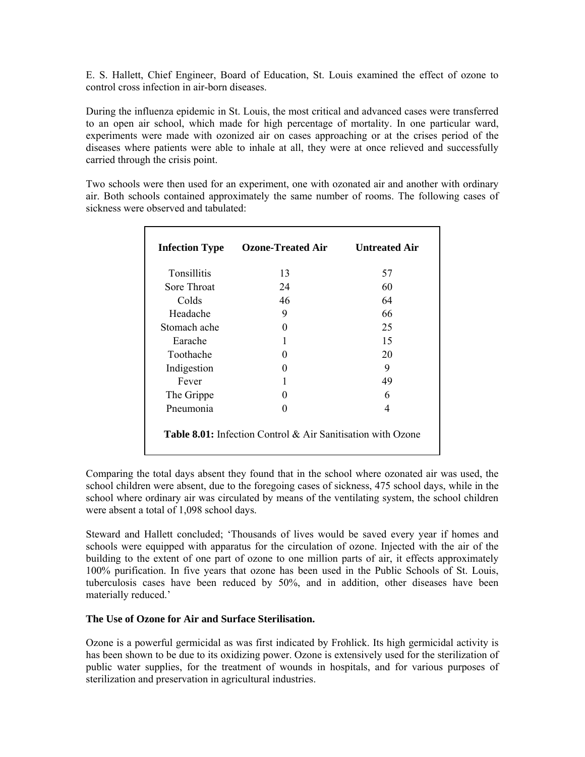E. S. Hallett, Chief Engineer, Board of Education, St. Louis examined the effect of ozone to control cross infection in air-born diseases.

During the influenza epidemic in St. Louis, the most critical and advanced cases were transferred to an open air school, which made for high percentage of mortality. In one particular ward, experiments were made with ozonized air on cases approaching or at the crises period of the diseases where patients were able to inhale at all, they were at once relieved and successfully carried through the crisis point.

Two schools were then used for an experiment, one with ozonated air and another with ordinary air. Both schools contained approximately the same number of rooms. The following cases of sickness were observed and tabulated:

| Infection Type | Ozone-Treated Air | Untreated Air |
|---|---|---|
| Tonsillitis | 13 | 57 |
| Sore Throat | 24 | 60 |
| Colds | 46 | 64 |
| Headache | 9 | 66 |
| Stomach ache | 0 | 25 |
| Earache | 1 | 15 |
| Toothache | 0 | 20 |
| Indigestion | 0 | 9 |
| Fever | 1 | 49 |
| The Grippe | 0 | 6 |
| Pneumonia | 0 | 4 |

**Table 8.01:** Infection Control & Air Sanitisation with Ozone

Comparing the total days absent they found that in the school where ozonated air was used, the school children were absent, due to the foregoing cases of sickness, 475 school days, while in the school where ordinary air was circulated by means of the ventilating system, the school children were absent a total of 1,098 school days.

Steward and Hallett concluded; 'Thousands of lives would be saved every year if homes and schools were equipped with apparatus for the circulation of ozone. Injected with the air of the building to the extent of one part of ozone to one million parts of air, it effects approximately 100% purification. In five years that ozone has been used in the Public Schools of St. Louis, tuberculosis cases have been reduced by 50%, and in addition, other diseases have been materially reduced.'

**The Use of Ozone for Air and Surface Sterilisation.**

Ozone is a powerful germicidal as was first indicated by Frohlick. Its high germicidal activity is has been shown to be due to its oxidizing power. Ozone is extensively used for the sterilization of public water supplies, for the treatment of wounds in hospitals, and for various purposes of sterilization and preservation in agricultural industries.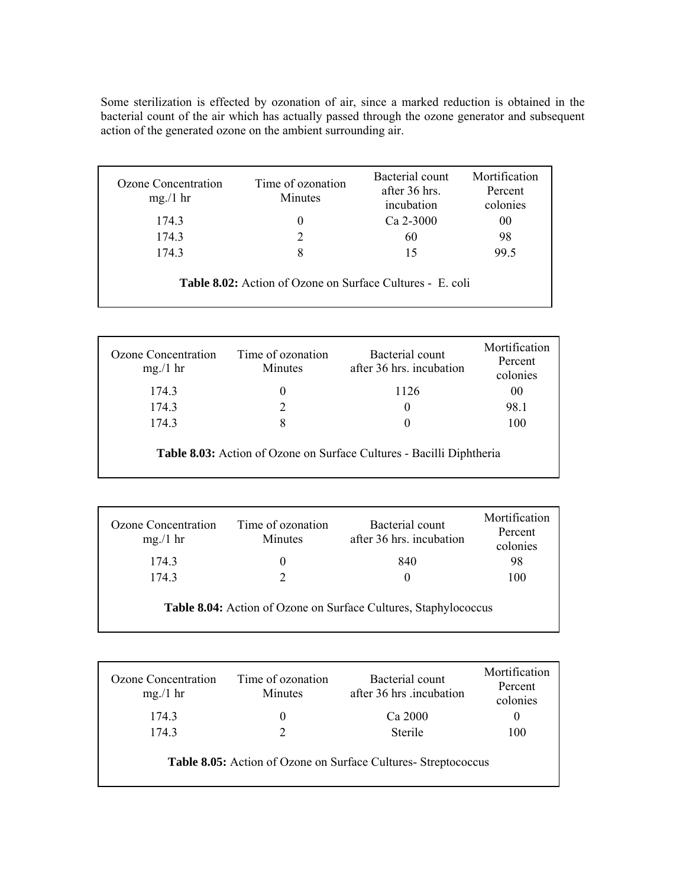Some sterilization is effected by ozonation of air, since a marked reduction is obtained in the bacterial count of the air which has actually passed through the ozone generator and subsequent action of the generated ozone on the ambient surrounding air.

| Ozone Concentration mg./1 hr | Time of ozonation Minutes | Bacterial count after 36 hrs. incubation | Mortification Percent colonies |
|---|---|---|---|
| 174.3 | 0 | Ca 2-3000 | 00 |
| 174.3 | 2 | 60 | 98 |
| 174.3 | 8 | 15 | 99.5 |

**Table 8.02:** Action of Ozone on Surface Cultures - E. coli

| Ozone Concentration mg./1 hr | Time of ozonation Minutes | Bacterial count after 36 hrs. incubation | Mortification Percent colonies |
|---|---|---|---|
| 174.3 | 0 | 1126 | 00 |
| 174.3 | 2 | 0 | 98.1 |
| 174.3 | 8 | 0 | 100 |

**Table 8.03:** Action of Ozone on Surface Cultures - Bacilli Diphtheria

| Ozone Concentration mg./1 hr | Time of ozonation Minutes | Bacterial count after 36 hrs. incubation | Mortification Percent colonies |
|---|---|---|---|
| 174.3 | 0 | 840 | 98 |
| 174.3 | 2 | 0 | 100 |

**Table 8.04:** Action of Ozone on Surface Cultures, Staphylococcus

| Ozone Concentration mg./1 hr | Time of ozonation Minutes | Bacterial count after 36 hrs .incubation | Mortification Percent colonies |
|---|---|---|---|
| 174.3 | 0 | Ca 2000 | 0 |
| 174.3 | 2 | Sterile | 100 |

**Table 8.05:** Action of Ozone on Surface Cultures- Streptococcus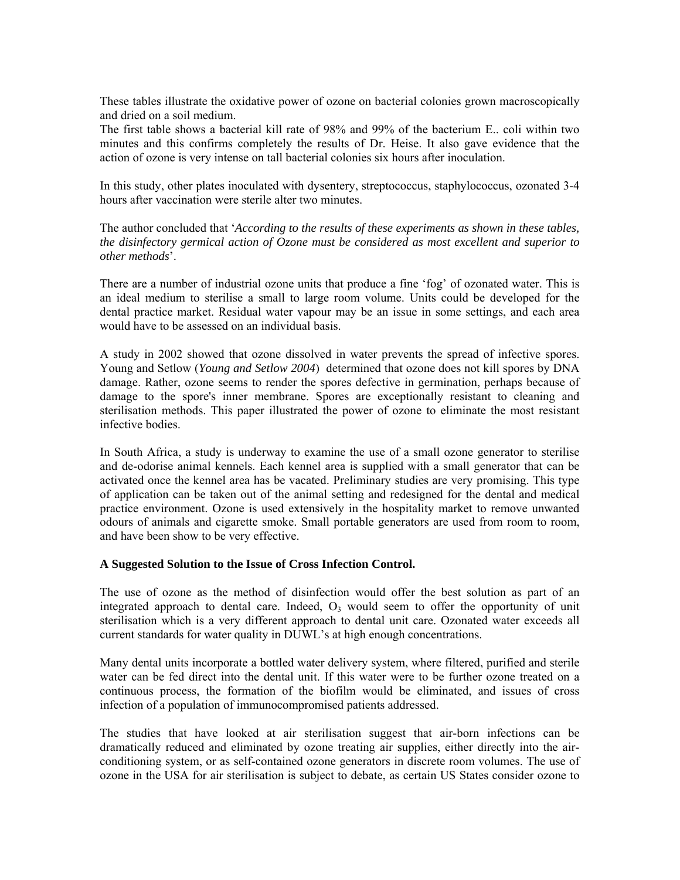These tables illustrate the oxidative power of ozone on bacterial colonies grown macroscopically and dried on a soil medium.

The first table shows a bacterial kill rate of 98% and 99% of the bacterium E.. coli within two minutes and this confirms completely the results of Dr. Heise. It also gave evidence that the action of ozone is very intense on tall bacterial colonies six hours after inoculation.

In this study, other plates inoculated with dysentery, streptococcus, staphylococcus, ozonated 3-4 hours after vaccination were sterile alter two minutes.

The author concluded that '*According to the results of these experiments as shown in these tables, the disinfectory germical action of Ozone must be considered as most excellent and superior to other methods*'.

There are a number of industrial ozone units that produce a fine 'fog' of ozonated water. This is an ideal medium to sterilise a small to large room volume. Units could be developed for the dental practice market. Residual water vapour may be an issue in some settings, and each area would have to be assessed on an individual basis.

A study in 2002 showed that ozone dissolved in water prevents the spread of infective spores. Young and Setlow (*Young and Setlow 2004*) determined that ozone does not kill spores by DNA damage. Rather, ozone seems to render the spores defective in germination, perhaps because of damage to the spore's inner membrane. Spores are exceptionally resistant to cleaning and sterilisation methods. This paper illustrated the power of ozone to eliminate the most resistant infective bodies.

In South Africa, a study is underway to examine the use of a small ozone generator to sterilise and de-odorise animal kennels. Each kennel area is supplied with a small generator that can be activated once the kennel area has be vacated. Preliminary studies are very promising. This type of application can be taken out of the animal setting and redesigned for the dental and medical practice environment. Ozone is used extensively in the hospitality market to remove unwanted odours of animals and cigarette smoke. Small portable generators are used from room to room, and have been show to be very effective.

**A Suggested Solution to the Issue of Cross Infection Control.**

The use of ozone as the method of disinfection would offer the best solution as part of an integrated approach to dental care. Indeed, $O_3$ would seem to offer the opportunity of unit sterilisation which is a very different approach to dental unit care. Ozonated water exceeds all current standards for water quality in DUWL's at high enough concentrations.

Many dental units incorporate a bottled water delivery system, where filtered, purified and sterile water can be fed direct into the dental unit. If this water were to be further ozone treated on a continuous process, the formation of the biofilm would be eliminated, and issues of cross infection of a population of immunocompromised patients addressed.

The studies that have looked at air sterilisation suggest that air-born infections can be dramatically reduced and eliminated by ozone treating air supplies, either directly into the air-conditioning system, or as self-contained ozone generators in discrete room volumes. The use of ozone in the USA for air sterilisation is subject to debate, as certain US States consider ozone to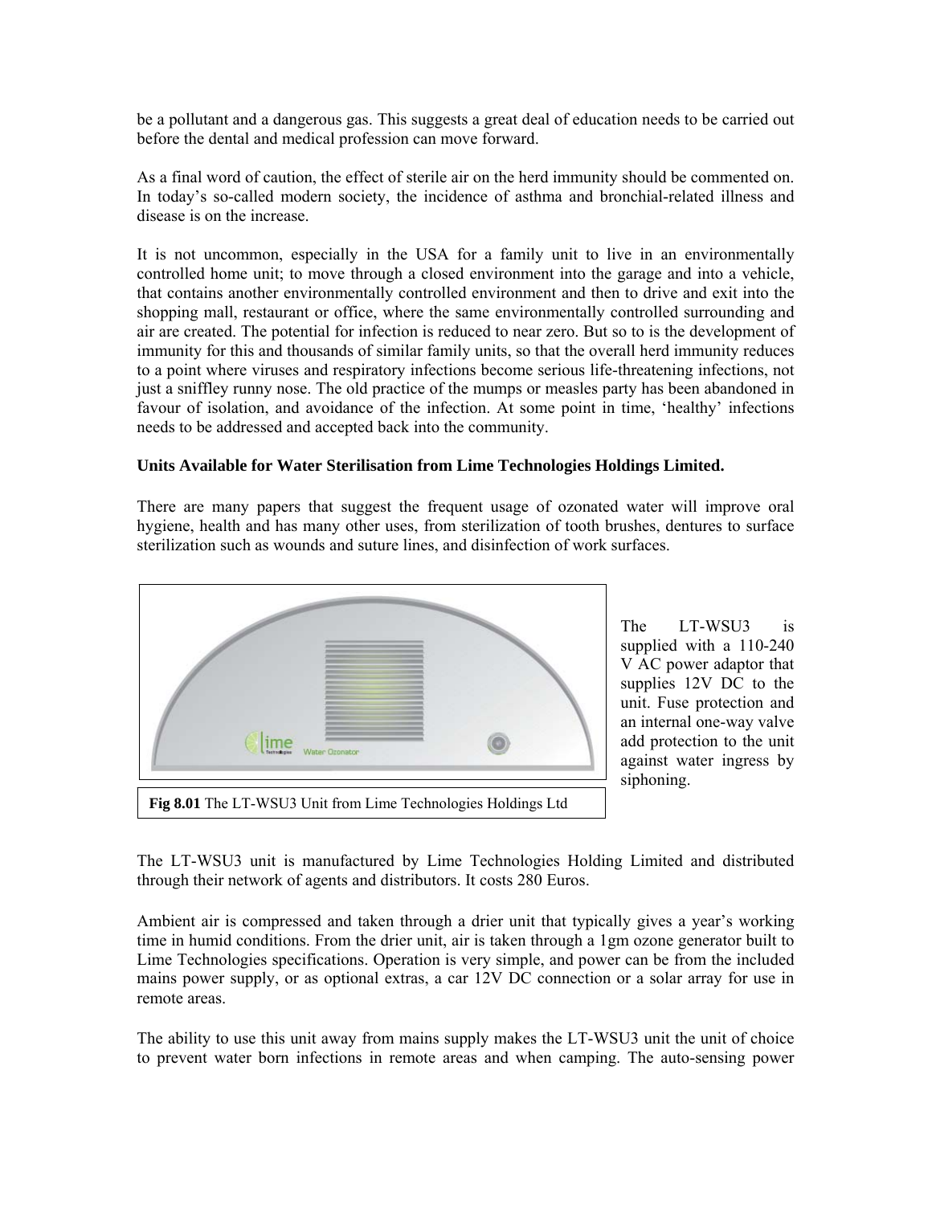be a pollutant and a dangerous gas. This suggests a great deal of education needs to be carried out before the dental and medical profession can move forward.

As a final word of caution, the effect of sterile air on the herd immunity should be commented on. In today's so-called modern society, the incidence of asthma and bronchial-related illness and disease is on the increase.

It is not uncommon, especially in the USA for a family unit to live in an environmentally controlled home unit; to move through a closed environment into the garage and into a vehicle, that contains another environmentally controlled environment and then to drive and exit into the shopping mall, restaurant or office, where the same environmentally controlled surrounding and air are created. The potential for infection is reduced to near zero. But so to is the development of immunity for this and thousands of similar family units, so that the overall herd immunity reduces to a point where viruses and respiratory infections become serious life-threatening infections, not just a sniffley runny nose. The old practice of the mumps or measles party has been abandoned in favour of isolation, and avoidance of the infection. At some point in time, 'healthy' infections needs to be addressed and accepted back into the community.

**Units Available for Water Sterilisation from Lime Technologies Holdings Limited.**

There are many papers that suggest the frequent usage of ozonated water will improve oral hygiene, health and has many other uses, from sterilization of tooth brushes, dentures to surface sterilization such as wounds and suture lines, and disinfection of work surfaces.

**Fig 8.01** The LT-WSU3 Unit from Lime Technologies Holdings Ltd

The LT-WSU3 is supplied with a 110-240 V AC power adaptor that supplies 12V DC to the unit. Fuse protection and an internal one-way valve add protection to the unit against water ingress by siphoning.

The LT-WSU3 unit is manufactured by Lime Technologies Holding Limited and distributed through their network of agents and distributors. It costs 280 Euros.

Ambient air is compressed and taken through a drier unit that typically gives a year's working time in humid conditions. From the drier unit, air is taken through a 1gm ozone generator built to Lime Technologies specifications. Operation is very simple, and power can be from the included mains power supply, or as optional extras, a car 12V DC connection or a solar array for use in remote areas.

The ability to use this unit away from mains supply makes the LT-WSU3 unit the unit of choice to prevent water born infections in remote areas and when camping. The auto-sensing power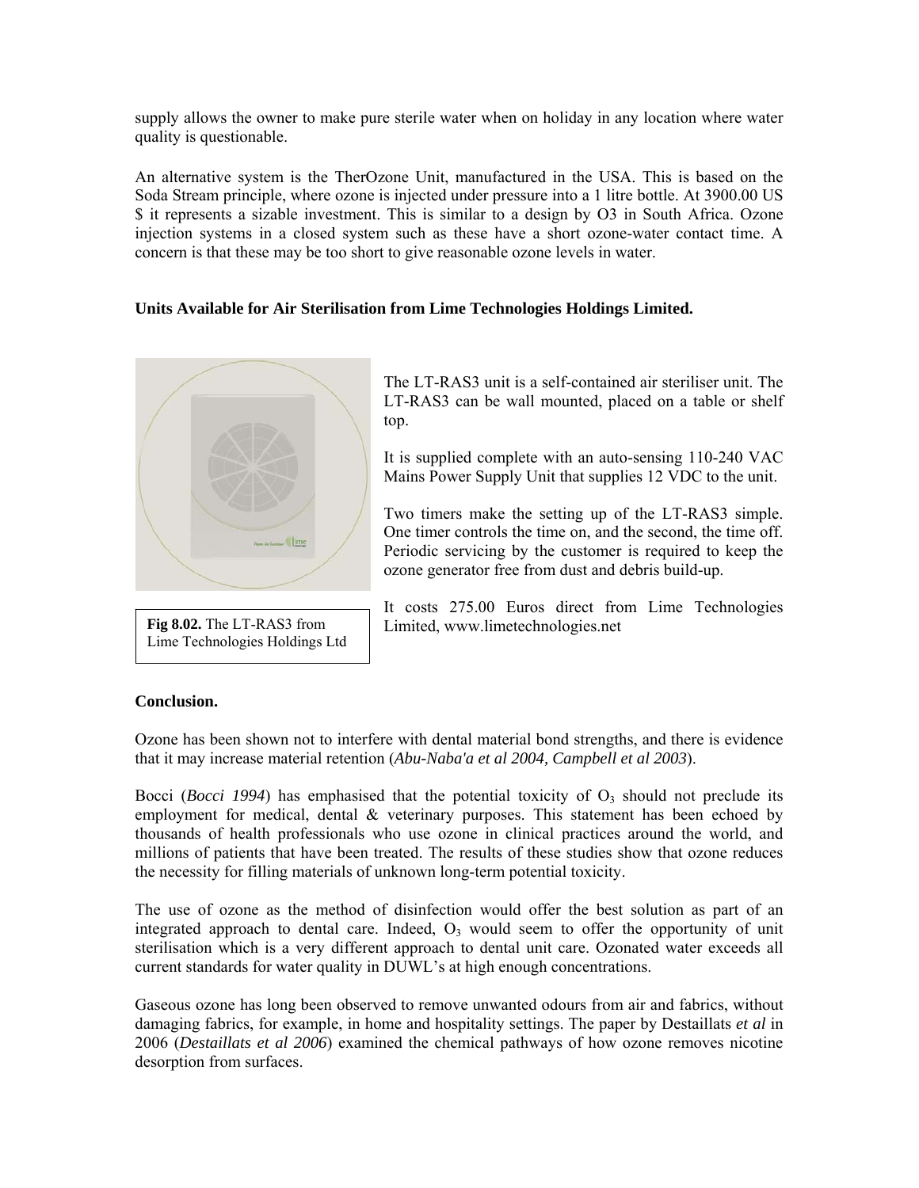supply allows the owner to make pure sterile water when on holiday in any location where water quality is questionable.

An alternative system is the TherOzone Unit, manufactured in the USA. This is based on the Soda Stream principle, where ozone is injected under pressure into a 1 litre bottle. At 3900.00 US $ it represents a sizable investment. This is similar to a design by O3 in South Africa. Ozone injection systems in a closed system such as these have a short ozone-water contact time. A concern is that these may be too short to give reasonable ozone levels in water.

**Units Available for Air Sterilisation from Lime Technologies Holdings Limited.**

**Fig 8.02.** The LT-RAS3 from Lime Technologies Holdings Ltd

The LT-RAS3 unit is a self-contained air steriliser unit. The LT-RAS3 can be wall mounted, placed on a table or shelf top.

It is supplied complete with an auto-sensing 110-240 VAC Mains Power Supply Unit that supplies 12 VDC to the unit.

Two timers make the setting up of the LT-RAS3 simple. One timer controls the time on, and the second, the time off. Periodic servicing by the customer is required to keep the ozone generator free from dust and debris build-up.

It costs 275.00 Euros direct from Lime Technologies Limited, www.limetechnologies.net

**Conclusion.**

Ozone has been shown not to interfere with dental material bond strengths, and there is evidence that it may increase material retention (*Abu-Naba'a et al 2004, Campbell et al 2003*).

Bocci (*Bocci 1994*) has emphasised that the potential toxicity of $O_3$ should not preclude its employment for medical, dental & veterinary purposes. This statement has been echoed by thousands of health professionals who use ozone in clinical practices around the world, and millions of patients that have been treated. The results of these studies show that ozone reduces the necessity for filling materials of unknown long-term potential toxicity.

The use of ozone as the method of disinfection would offer the best solution as part of an integrated approach to dental care. Indeed, $O_3$ would seem to offer the opportunity of unit sterilisation which is a very different approach to dental unit care. Ozonated water exceeds all current standards for water quality in DUWL's at high enough concentrations.

Gaseous ozone has long been observed to remove unwanted odours from air and fabrics, without damaging fabrics, for example, in home and hospitality settings. The paper by Destaillats *et al* in 2006 (*Destaillats et al 2006*) examined the chemical pathways of how ozone removes nicotine desorption from surfaces.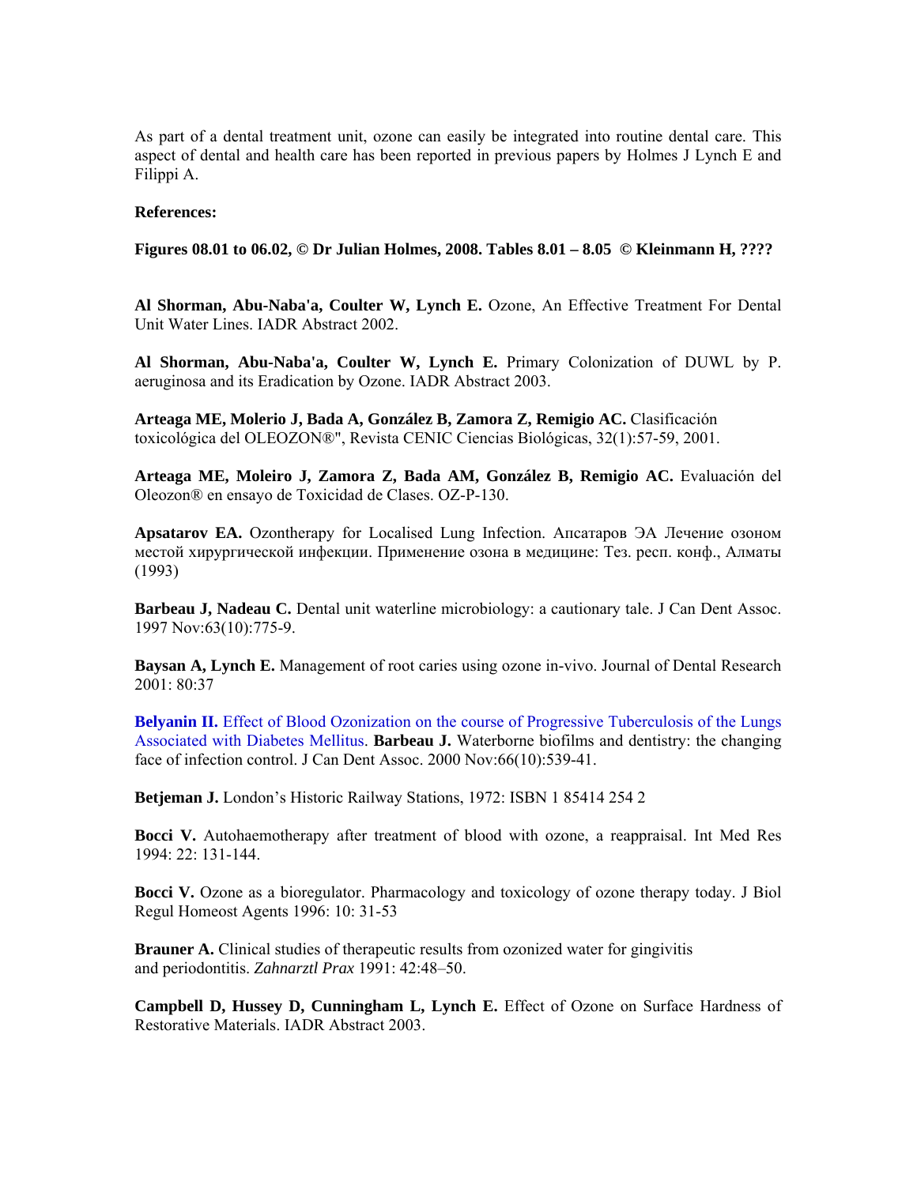As part of a dental treatment unit, ozone can easily be integrated into routine dental care. This aspect of dental and health care has been reported in previous papers by Holmes J Lynch E and Filippi A.

**References:**

**Figures 08.01 to 06.02, © Dr Julian Holmes, 2008. Tables 8.01 – 8.05 © Kleinmann H, ????**

**Al Shorman, Abu-Naba'a, Coulter W, Lynch E.** Ozone, An Effective Treatment For Dental Unit Water Lines. IADR Abstract 2002.

**Al Shorman, Abu-Naba'a, Coulter W, Lynch E.** Primary Colonization of DUWL by P. aeruginosa and its Eradication by Ozone. IADR Abstract 2003.

**Arteaga ME, Molerio J, Bada A, González B, Zamora Z, Remigio AC.** Clasificación toxicológica del OLEOZON®", Revista CENIC Ciencias Biológicas, 32(1):57-59, 2001.

**Arteaga ME, Moleiro J, Zamora Z, Bada AM, González B, Remigio AC.** Evaluación del Oleozon® en ensayo de Toxicidad de Clases. OZ-P-130.

**Apsatarov EA.** Ozontherapy for Localised Lung Infection. Апсатаров ЭА Лечение озоном местой хирургической инфекции. Применение озона в медицине: Тез. респ. конф., Алматы (1993)

**Barbeau J, Nadeau C.** Dental unit waterline microbiology: a cautionary tale. J Can Dent Assoc. 1997 Nov:63(10):775-9.

**Baysan A, Lynch E.** Management of root caries using ozone in-vivo. Journal of Dental Research 2001: 80:37

**Belyanin II.** Effect of Blood Ozonization on the course of Progressive Tuberculosis of the Lungs Associated with Diabetes Mellitus. **Barbeau J.** Waterborne biofilms and dentistry: the changing face of infection control. J Can Dent Assoc. 2000 Nov:66(10):539-41.

**Betjeman J.** London's Historic Railway Stations, 1972: ISBN 1 85414 254 2

**Bocci V.** Autohaemotherapy after treatment of blood with ozone, a reappraisal. Int Med Res 1994: 22: 131-144.

**Bocci V.** Ozone as a bioregulator. Pharmacology and toxicology of ozone therapy today. J Biol Regul Homeost Agents 1996: 10: 31-53

**Brauner A.** Clinical studies of therapeutic results from ozonized water for gingivitis and periodontitis. *Zahnarztl Prax* 1991: 42:48–50.

**Campbell D, Hussey D, Cunningham L, Lynch E.** Effect of Ozone on Surface Hardness of Restorative Materials. IADR Abstract 2003.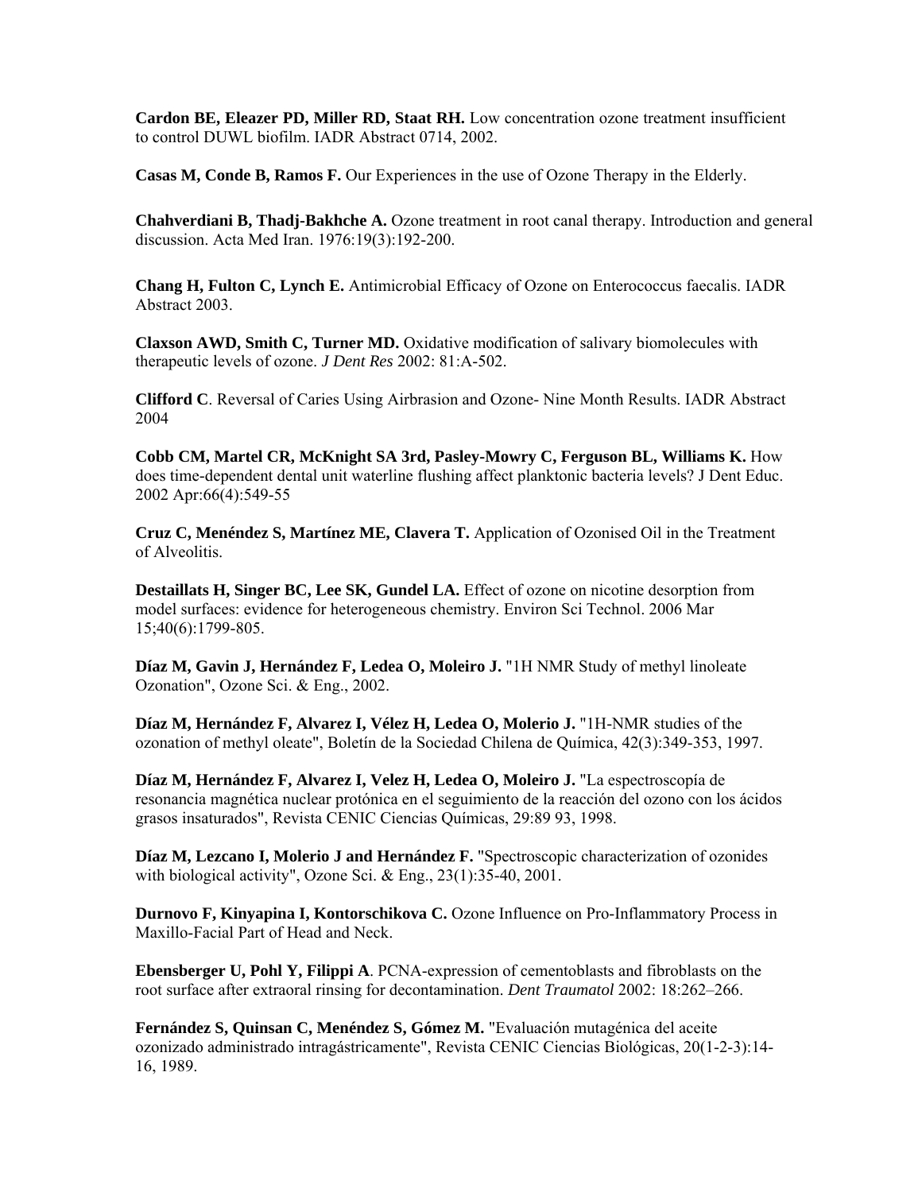**Cardon BE, Eleazer PD, Miller RD, Staat RH.** Low concentration ozone treatment insufficient to control DUWL biofilm. IADR Abstract 0714, 2002.

**Casas M, Conde B, Ramos F.** Our Experiences in the use of Ozone Therapy in the Elderly.

**Chahverdiani B, Thadj-Bakhche A.** Ozone treatment in root canal therapy. Introduction and general discussion. Acta Med Iran. 1976:19(3):192-200.

**Chang H, Fulton C, Lynch E.** Antimicrobial Efficacy of Ozone on Enterococcus faecalis. IADR Abstract 2003.

**Claxson AWD, Smith C, Turner MD.** Oxidative modification of salivary biomolecules with therapeutic levels of ozone. *J Dent Res* 2002: 81:A-502.

**Clifford C**. Reversal of Caries Using Airbrasion and Ozone- Nine Month Results. IADR Abstract 2004

**Cobb CM, Martel CR, McKnight SA 3rd, Pasley-Mowry C, Ferguson BL, Williams K.** How does time-dependent dental unit waterline flushing affect planktonic bacteria levels? J Dent Educ. 2002 Apr:66(4):549-55

**Cruz C, Menéndez S, Martínez ME, Clavera T.** Application of Ozonised Oil in the Treatment of Alveolitis.

**Destaillats H, Singer BC, Lee SK, Gundel LA.** Effect of ozone on nicotine desorption from model surfaces: evidence for heterogeneous chemistry. Environ Sci Technol. 2006 Mar 15;40(6):1799-805.

**Díaz M, Gavin J, Hernández F, Ledea O, Moleiro J.** "1H NMR Study of methyl linoleate Ozonation", Ozone Sci. & Eng., 2002.

**Díaz M, Hernández F, Alvarez I, Vélez H, Ledea O, Molerio J.** "1H-NMR studies of the ozonation of methyl oleate", Boletín de la Sociedad Chilena de Química, 42(3):349-353, 1997.

**Díaz M, Hernández F, Alvarez I, Velez H, Ledea O, Moleiro J.** "La espectroscopía de resonancia magnética nuclear protónica en el seguimiento de la reacción del ozono con los ácidos grasos insaturados", Revista CENIC Ciencias Químicas, 29:89 93, 1998.

**Díaz M, Lezcano I, Molerio J and Hernández F.** "Spectroscopic characterization of ozonides with biological activity", Ozone Sci. & Eng., 23(1):35-40, 2001.

**Durnovo F, Kinyapina I, Kontorschikova C.** Ozone Influence on Pro-Inflammatory Process in Maxillo-Facial Part of Head and Neck.

**Ebensberger U, Pohl Y, Filippi A**. PCNA-expression of cementoblasts and fibroblasts on the root surface after extraoral rinsing for decontamination. *Dent Traumatol* 2002: 18:262–266.

**Fernández S, Quinsan C, Menéndez S, Gómez M.** "Evaluación mutagénica del aceite ozonizado administrado intragástricamente", Revista CENIC Ciencias Biológicas, 20(1-2-3):14-16, 1989.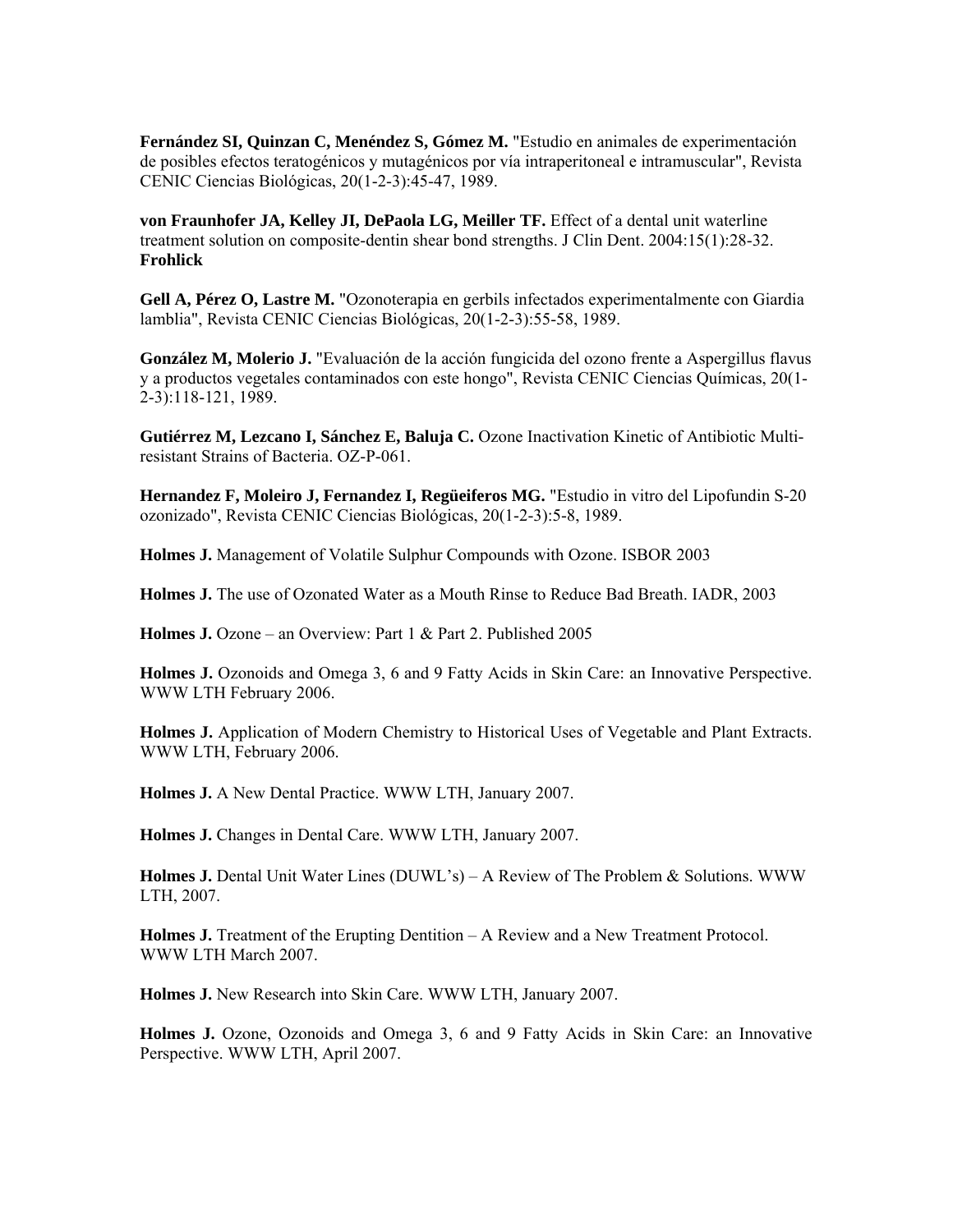**Fernández SI, Quinzan C, Menéndez S, Gómez M.** "Estudio en animales de experimentación de posibles efectos teratogénicos y mutagénicos por vía intraperitoneal e intramuscular", Revista CENIC Ciencias Biológicas, 20(1-2-3):45-47, 1989.

**von Fraunhofer JA, Kelley JI, DePaola LG, Meiller TF.** Effect of a dental unit waterline treatment solution on composite-dentin shear bond strengths. J Clin Dent. 2004:15(1):28-32. **Frohlick**

**Gell A, Pérez O, Lastre M.** "Ozonoterapia en gerbils infectados experimentalmente con Giardia lamblia", Revista CENIC Ciencias Biológicas, 20(1-2-3):55-58, 1989.

**González M, Molerio J.** "Evaluación de la acción fungicida del ozono frente a Aspergillus flavus y a productos vegetales contaminados con este hongo", Revista CENIC Ciencias Químicas, 20(1-2-3):118-121, 1989.

**Gutiérrez M, Lezcano I, Sánchez E, Baluja C.** Ozone Inactivation Kinetic of Antibiotic Multi-resistant Strains of Bacteria. OZ-P-061.

**Hernandez F, Moleiro J, Fernandez I, Regüeiferos MG.** "Estudio in vitro del Lipofundin S-20 ozonizado", Revista CENIC Ciencias Biológicas, 20(1-2-3):5-8, 1989.

**Holmes J.** Management of Volatile Sulphur Compounds with Ozone. ISBOR 2003

**Holmes J.** The use of Ozonated Water as a Mouth Rinse to Reduce Bad Breath. IADR, 2003

**Holmes J.** Ozone – an Overview: Part 1 & Part 2. Published 2005

**Holmes J.** Ozonoids and Omega 3, 6 and 9 Fatty Acids in Skin Care: an Innovative Perspective. WWW LTH February 2006.

**Holmes J.** Application of Modern Chemistry to Historical Uses of Vegetable and Plant Extracts. WWW LTH, February 2006.

**Holmes J.** A New Dental Practice. WWW LTH, January 2007.

**Holmes J.** Changes in Dental Care. WWW LTH, January 2007.

**Holmes J.** Dental Unit Water Lines (DUWL's) – A Review of The Problem & Solutions. WWW LTH, 2007.

**Holmes J.** Treatment of the Erupting Dentition – A Review and a New Treatment Protocol. WWW LTH March 2007.

**Holmes J.** New Research into Skin Care. WWW LTH, January 2007.

**Holmes J.** Ozone, Ozonoids and Omega 3, 6 and 9 Fatty Acids in Skin Care: an Innovative Perspective. WWW LTH, April 2007.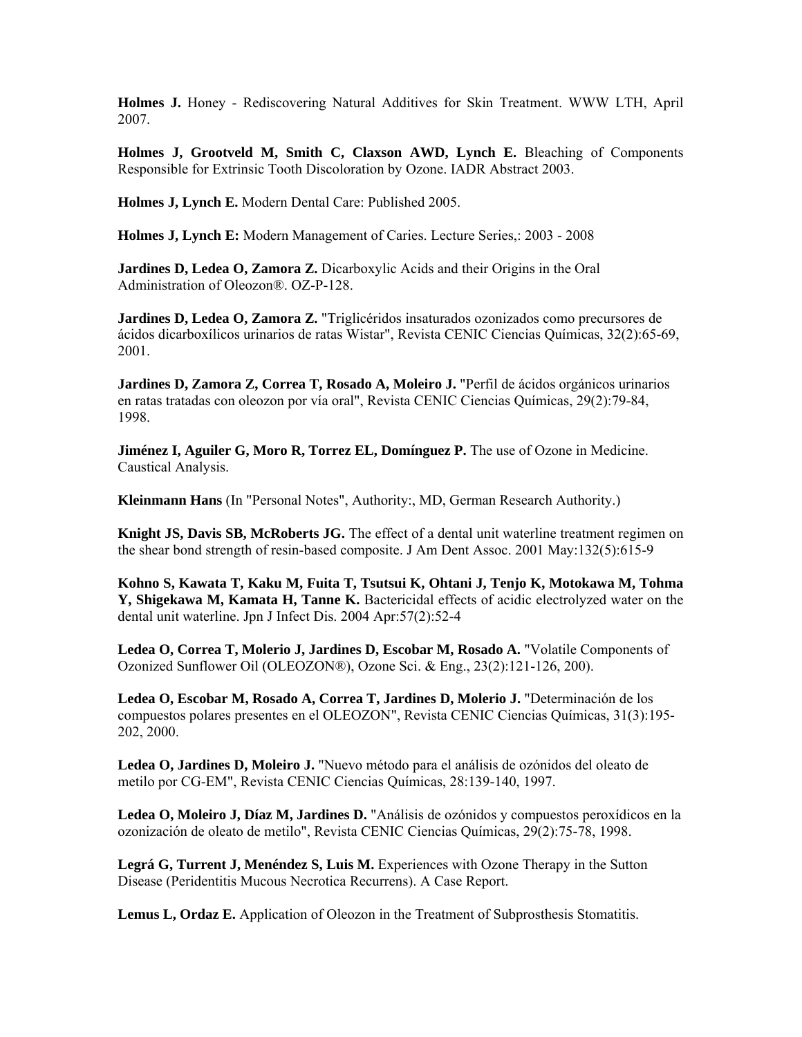**Holmes J.** Honey - Rediscovering Natural Additives for Skin Treatment. WWW LTH, April 2007.

**Holmes J, Grootveld M, Smith C, Claxson AWD, Lynch E.** Bleaching of Components Responsible for Extrinsic Tooth Discoloration by Ozone. IADR Abstract 2003.

**Holmes J, Lynch E.** Modern Dental Care: Published 2005.

**Holmes J, Lynch E:** Modern Management of Caries. Lecture Series,: 2003 - 2008

**Jardines D, Ledea O, Zamora Z.** Dicarboxylic Acids and their Origins in the Oral Administration of Oleozon®. OZ-P-128.

**Jardines D, Ledea O, Zamora Z.** "Triglicéridos insaturados ozonizados como precursores de ácidos dicarboxílicos urinarios de ratas Wistar", Revista CENIC Ciencias Químicas, 32(2):65-69, 2001.

**Jardines D, Zamora Z, Correa T, Rosado A, Moleiro J.** "Perfil de ácidos orgánicos urinarios en ratas tratadas con oleozon por vía oral", Revista CENIC Ciencias Químicas, 29(2):79-84, 1998.

**Jiménez I, Aguiler G, Moro R, Torrez EL, Domínguez P.** The use of Ozone in Medicine. Caustical Analysis.

**Kleinmann Hans** (In "Personal Notes", Authority:, MD, German Research Authority.)

**Knight JS, Davis SB, McRoberts JG.** The effect of a dental unit waterline treatment regimen on the shear bond strength of resin-based composite. J Am Dent Assoc. 2001 May:132(5):615-9

**Kohno S, Kawata T, Kaku M, Fuita T, Tsutsui K, Ohtani J, Tenjo K, Motokawa M, Tohma Y, Shigekawa M, Kamata H, Tanne K.** Bactericidal effects of acidic electrolyzed water on the dental unit waterline. Jpn J Infect Dis. 2004 Apr:57(2):52-4

**Ledea O, Correa T, Molerio J, Jardines D, Escobar M, Rosado A.** "Volatile Components of Ozonized Sunflower Oil (OLEOZON®), Ozone Sci. & Eng., 23(2):121-126, 200).

**Ledea O, Escobar M, Rosado A, Correa T, Jardines D, Molerio J.** "Determinación de los compuestos polares presentes en el OLEOZON", Revista CENIC Ciencias Químicas, 31(3):195-202, 2000.

**Ledea O, Jardines D, Moleiro J.** "Nuevo método para el análisis de ozónidos del oleato de metilo por CG-EM", Revista CENIC Ciencias Químicas, 28:139-140, 1997.

**Ledea O, Moleiro J, Díaz M, Jardines D.** "Análisis de ozónidos y compuestos peroxídicos en la ozonización de oleato de metilo", Revista CENIC Ciencias Químicas, 29(2):75-78, 1998.

**Legrá G, Turrent J, Menéndez S, Luis M.** Experiences with Ozone Therapy in the Sutton Disease (Peridentitis Mucous Necrotica Recurrens). A Case Report.

**Lemus L, Ordaz E.** Application of Oleozon in the Treatment of Subprosthesis Stomatitis.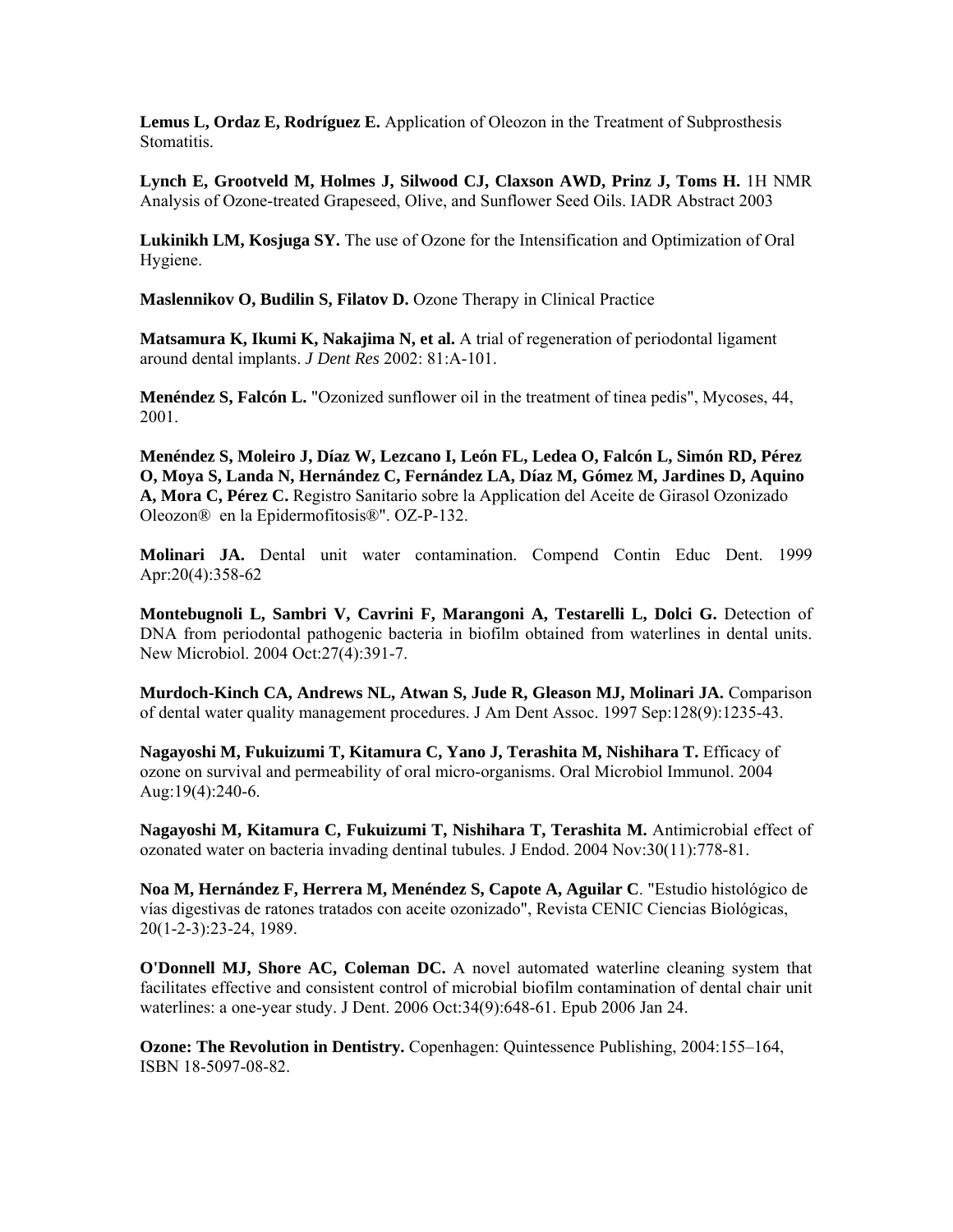**Lemus L, Ordaz E, Rodríguez E.** Application of Oleozon in the Treatment of Subprosthesis Stomatitis.

**Lynch E, Grootveld M, Holmes J, Silwood CJ, Claxson AWD, Prinz J, Toms H.** 1H NMR Analysis of Ozone-treated Grapeseed, Olive, and Sunflower Seed Oils. IADR Abstract 2003

**Lukinikh LM, Kosjuga SY.** The use of Ozone for the Intensification and Optimization of Oral Hygiene.

**Maslennikov O, Budilin S, Filatov D.** Ozone Therapy in Clinical Practice

**Matsamura K, Ikumi K, Nakajima N, et al.** A trial of regeneration of periodontal ligament around dental implants. *J Dent Res* 2002: 81:A-101.

**Menéndez S, Falcón L.** "Ozonized sunflower oil in the treatment of tinea pedis", Mycoses, 44, 2001.

**Menéndez S, Moleiro J, Díaz W, Lezcano I, León FL, Ledea O, Falcón L, Simón RD, Pérez O, Moya S, Landa N, Hernández C, Fernández LA, Díaz M, Gómez M, Jardines D, Aquino A, Mora C, Pérez C.** Registro Sanitario sobre la Application del Aceite de Girasol Ozonizado Oleozon® en la Epidermofitosis®". OZ-P-132.

**Molinari JA.** Dental unit water contamination. Compend Contin Educ Dent. 1999 Apr:20(4):358-62

**Montebugnoli L, Sambri V, Cavrini F, Marangoni A, Testarelli L, Dolci G.** Detection of DNA from periodontal pathogenic bacteria in biofilm obtained from waterlines in dental units. New Microbiol. 2004 Oct:27(4):391-7.

**Murdoch-Kinch CA, Andrews NL, Atwan S, Jude R, Gleason MJ, Molinari JA.** Comparison of dental water quality management procedures. J Am Dent Assoc. 1997 Sep:128(9):1235-43.

**Nagayoshi M, Fukuizumi T, Kitamura C, Yano J, Terashita M, Nishihara T.** Efficacy of ozone on survival and permeability of oral micro-organisms. Oral Microbiol Immunol. 2004 Aug:19(4):240-6.

**Nagayoshi M, Kitamura C, Fukuizumi T, Nishihara T, Terashita M.** Antimicrobial effect of ozonated water on bacteria invading dentinal tubules. J Endod. 2004 Nov:30(11):778-81.

**Noa M, Hernández F, Herrera M, Menéndez S, Capote A, Aguilar C**. "Estudio histológico de vías digestivas de ratones tratados con aceite ozonizado", Revista CENIC Ciencias Biológicas, 20(1-2-3):23-24, 1989.

**O'Donnell MJ, Shore AC, Coleman DC.** A novel automated waterline cleaning system that facilitates effective and consistent control of microbial biofilm contamination of dental chair unit waterlines: a one-year study. J Dent. 2006 Oct:34(9):648-61. Epub 2006 Jan 24.

**Ozone: The Revolution in Dentistry.** Copenhagen: Quintessence Publishing, 2004:155–164, ISBN 18-5097-08-82.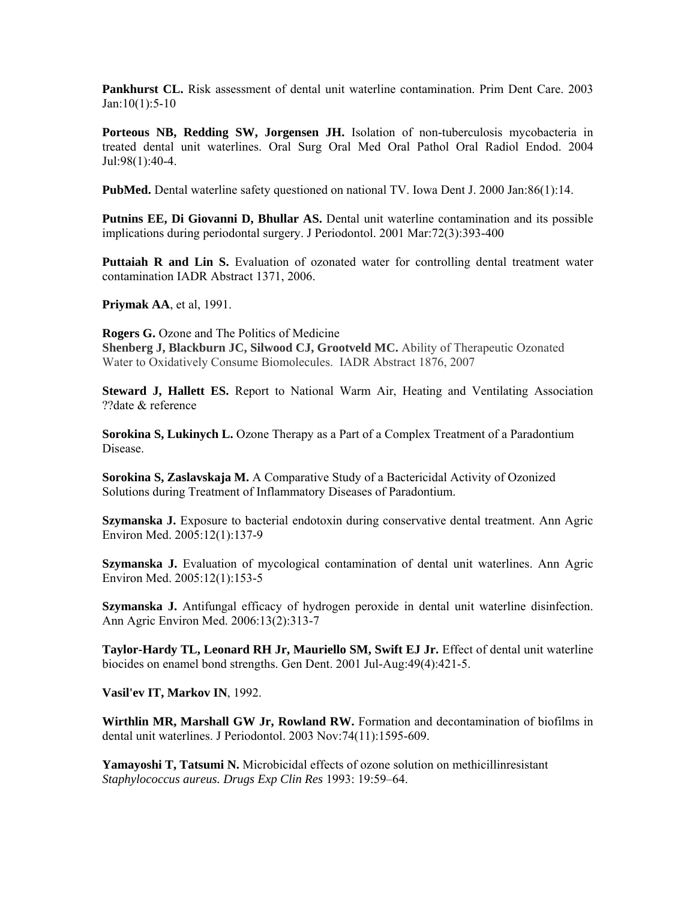**Pankhurst CL.** Risk assessment of dental unit waterline contamination. Prim Dent Care. 2003 Jan:10(1):5-10

**Porteous NB, Redding SW, Jorgensen JH.** Isolation of non-tuberculosis mycobacteria in treated dental unit waterlines. Oral Surg Oral Med Oral Pathol Oral Radiol Endod. 2004 Jul:98(1):40-4.

**PubMed.** Dental waterline safety questioned on national TV. Iowa Dent J. 2000 Jan:86(1):14.

**Putnins EE, Di Giovanni D, Bhullar AS.** Dental unit waterline contamination and its possible implications during periodontal surgery. J Periodontol. 2001 Mar:72(3):393-400

**Puttaiah R and Lin S.** Evaluation of ozonated water for controlling dental treatment water contamination IADR Abstract 1371, 2006.

**Priymak AA**, et al, 1991.

**Rogers G.** Ozone and The Politics of Medicine

**Shenberg J, Blackburn JC, Silwood CJ, Grootveld MC.** Ability of Therapeutic Ozonated Water to Oxidatively Consume Biomolecules. IADR Abstract 1876, 2007

**Steward J, Hallett ES.** Report to National Warm Air, Heating and Ventilating Association ??date & reference

**Sorokina S, Lukinych L.** Ozone Therapy as a Part of a Complex Treatment of a Paradontium Disease.

**Sorokina S, Zaslavskaja M.** A Comparative Study of a Bactericidal Activity of Ozonized Solutions during Treatment of Inflammatory Diseases of Paradontium.

**Szymanska J.** Exposure to bacterial endotoxin during conservative dental treatment. Ann Agric Environ Med. 2005:12(1):137-9

**Szymanska J.** Evaluation of mycological contamination of dental unit waterlines. Ann Agric Environ Med. 2005:12(1):153-5

**Szymanska J.** Antifungal efficacy of hydrogen peroxide in dental unit waterline disinfection. Ann Agric Environ Med. 2006:13(2):313-7

**Taylor-Hardy TL, Leonard RH Jr, Mauriello SM, Swift EJ Jr.** Effect of dental unit waterline biocides on enamel bond strengths. Gen Dent. 2001 Jul-Aug:49(4):421-5.

**Vasil'ev IT, Markov IN**, 1992.

**Wirthlin MR, Marshall GW Jr, Rowland RW.** Formation and decontamination of biofilms in dental unit waterlines. J Periodontol. 2003 Nov:74(11):1595-609.

**Yamayoshi T, Tatsumi N.** Microbicidal effects of ozone solution on methicillinresistant *Staphylococcus aureus. Drugs Exp Clin Res* 1993: 19:59–64.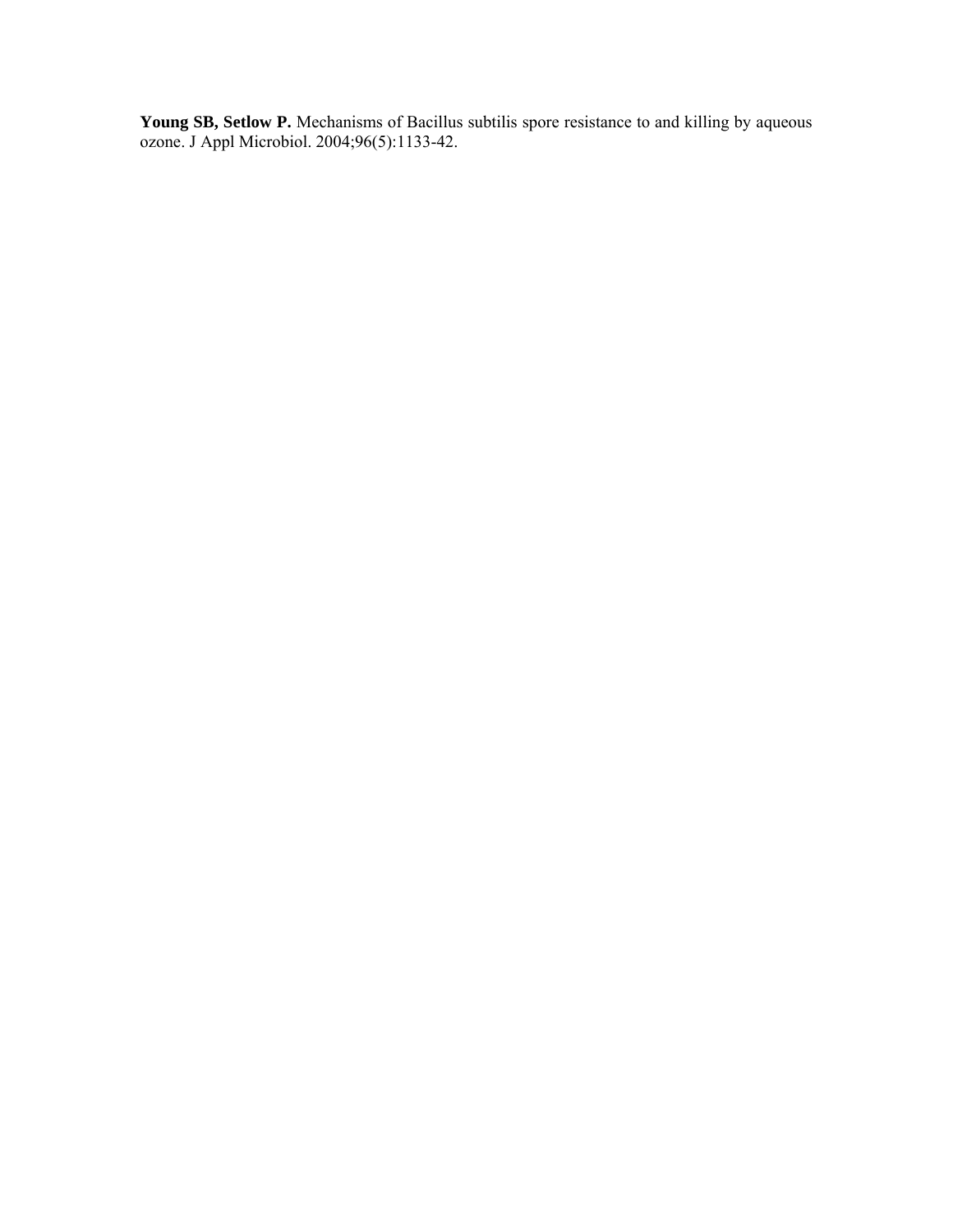**Young SB, Setlow P.** Mechanisms of Bacillus subtilis spore resistance to and killing by aqueous ozone. J Appl Microbiol. 2004;96(5):1133-42.